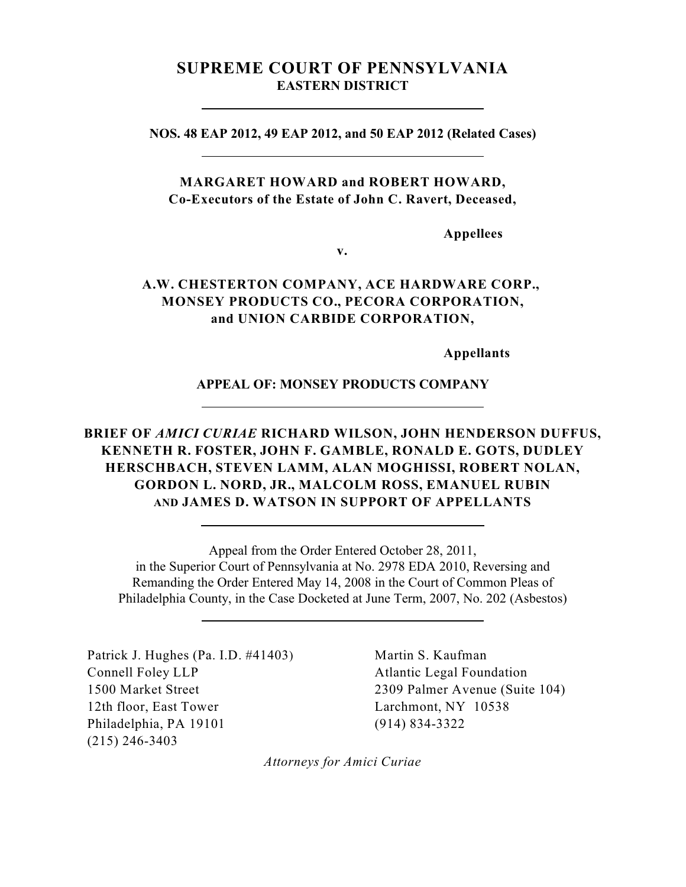# SUPREME COURT OF PENNSYLVANIA
## EASTERN DISTRICT

---

**NOS. 48 EAP 2012, 49 EAP 2012, and 50 EAP 2012 (Related Cases)**

---

**MARGARET HOWARD and ROBERT HOWARD,**
**Co-Executors of the Estate of John C. Ravert, Deceased,**

**Appellees**

**v.**

**A.W. CHESTERTON COMPANY, ACE HARDWARE CORP., MONSEY PRODUCTS CO., PECORA CORPORATION, and UNION CARBIDE CORPORATION,**

**Appellants**

**APPEAL OF: MONSEY PRODUCTS COMPANY**

---

**BRIEF OF *AMICI CURIAE* RICHARD WILSON, JOHN HENDERSON DUFFUS, KENNETH R. FOSTER, JOHN F. GAMBLE, RONALD E. GOTS, DUDLEY HERSCHBACH, STEVEN LAMM, ALAN MOGHISSI, ROBERT NOLAN, GORDON L. NORD, JR., MALCOLM ROSS, EMANUEL RUBIN AND JAMES D. WATSON IN SUPPORT OF APPELLANTS**

---

Appeal from the Order Entered October 28, 2011, in the Superior Court of Pennsylvania at No. 2978 EDA 2010, Reversing and Remanding the Order Entered May 14, 2008 in the Court of Common Pleas of Philadelphia County, in the Case Docketed at June Term, 2007, No. 202 (Asbestos)

---

Patrick J. Hughes (Pa. I.D. #41403)
Connell Foley LLP
1500 Market Street
12th floor, East Tower
Philadelphia, PA 19101
(215) 246-3403

Martin S. Kaufman
Atlantic Legal Foundation
2309 Palmer Avenue (Suite 104)
Larchmont, NY 10538
(914) 834-3322

*Attorneys for Amici Curiae*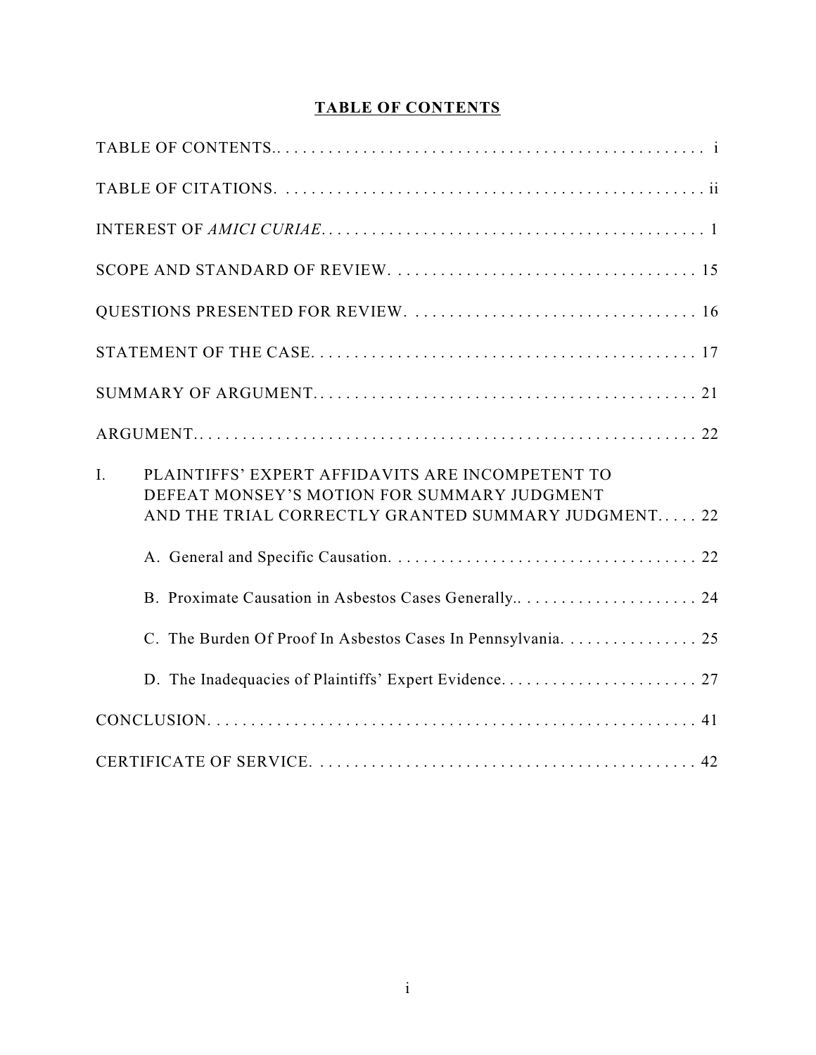# TABLE OF CONTENTS

TABLE OF CONTENTS. . . . . . . . . . . . . . . . . . . . . . . . . . . . . . . . . . . . . . . . . . . . . . . . . . i

TABLE OF CITATIONS. . . . . . . . . . . . . . . . . . . . . . . . . . . . . . . . . . . . . . . . . . . . . . . . . ii

INTEREST OF *AMICI CURIAE*. . . . . . . . . . . . . . . . . . . . . . . . . . . . . . . . . . . . . . . . . . . . 1

SCOPE AND STANDARD OF REVIEW. . . . . . . . . . . . . . . . . . . . . . . . . . . . . . . . . . . . 15

QUESTIONS PRESENTED FOR REVIEW. . . . . . . . . . . . . . . . . . . . . . . . . . . . . . . . . 16

STATEMENT OF THE CASE. . . . . . . . . . . . . . . . . . . . . . . . . . . . . . . . . . . . . . . . . . . . 17

SUMMARY OF ARGUMENT. . . . . . . . . . . . . . . . . . . . . . . . . . . . . . . . . . . . . . . . . . . . 21

ARGUMENT. . . . . . . . . . . . . . . . . . . . . . . . . . . . . . . . . . . . . . . . . . . . . . . . . . . . . . . . . 22

I. PLAINTIFFS' EXPERT AFFIDAVITS ARE INCOMPETENT TO DEFEAT MONSEY'S MOTION FOR SUMMARY JUDGMENT AND THE TRIAL CORRECTLY GRANTED SUMMARY JUDGMENT. . . . . 22

A. General and Specific Causation. . . . . . . . . . . . . . . . . . . . . . . . . . . . . . . . . . . . 22

B. Proximate Causation in Asbestos Cases Generally. . . . . . . . . . . . . . . . . . . . . 24

C. The Burden Of Proof In Asbestos Cases In Pennsylvania. . . . . . . . . . . . . . . . 25

D. The Inadequacies of Plaintiffs' Expert Evidence. . . . . . . . . . . . . . . . . . . . . . . 27

CONCLUSION. . . . . . . . . . . . . . . . . . . . . . . . . . . . . . . . . . . . . . . . . . . . . . . . . . . . . . . 41

CERTIFICATE OF SERVICE. . . . . . . . . . . . . . . . . . . . . . . . . . . . . . . . . . . . . . . . . . . . 42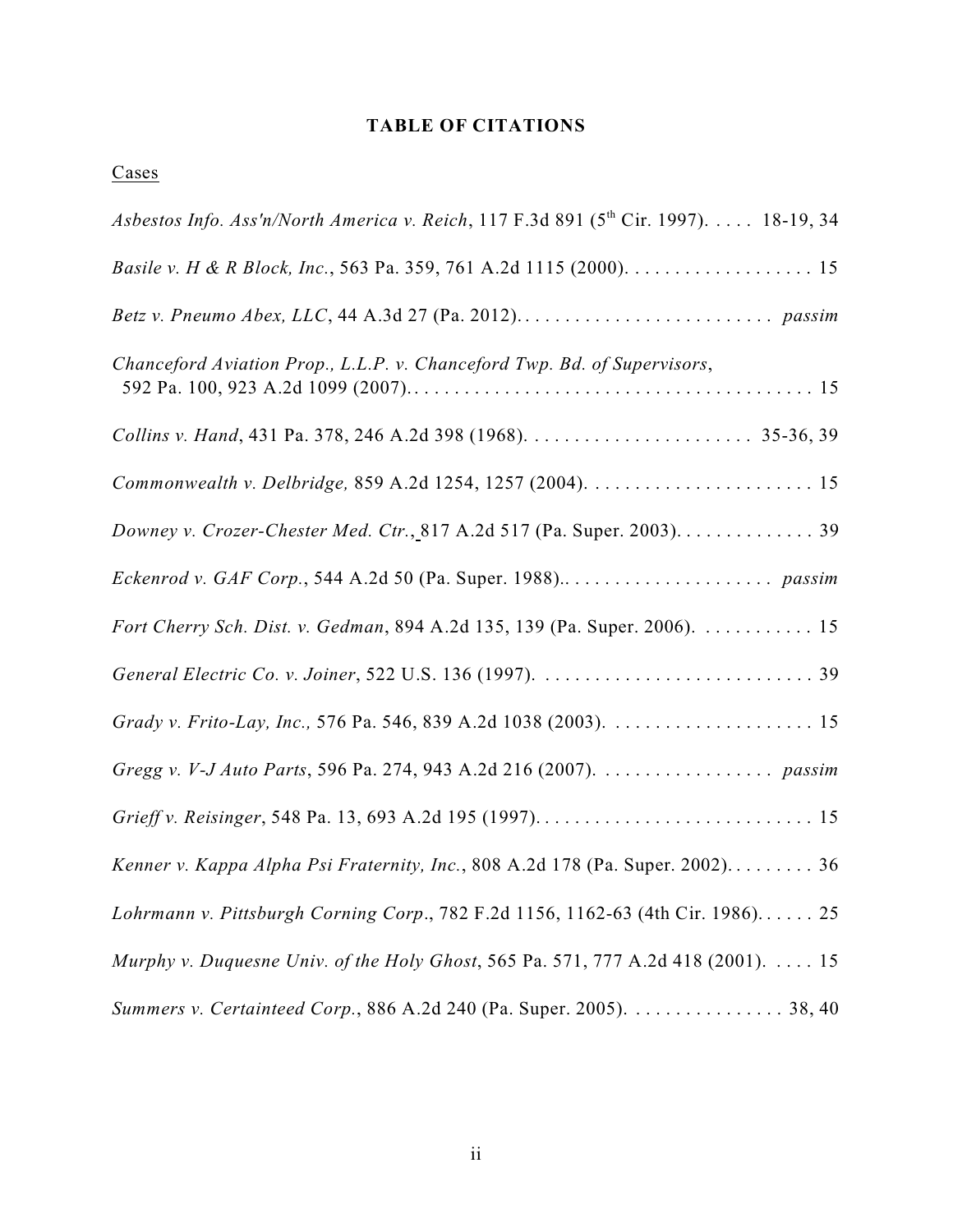## TABLE OF CITATIONS

Cases

*Asbestos Info. Ass'n/North America v. Reich*, 117 F.3d 891 (5th Cir. 1997). . . . . 18-19, 34

*Basile v. H & R Block, Inc.*, 563 Pa. 359, 761 A.2d 1115 (2000). . . . . . . . . . . . . . . . . . . 15

*Betz v. Pneumo Abex, LLC*, 44 A.3d 27 (Pa. 2012). . . . . . . . . . . . . . . . . . . . . . . . . . *passim*

*Chanceford Aviation Prop., L.L.P. v. Chanceford Twp. Bd. of Supervisors*, 592 Pa. 100, 923 A.2d 1099 (2007). . . . . . . . . . . . . . . . . . . . . . . . . . . . . . . . . . . . . . . . . 15

*Collins v. Hand*, 431 Pa. 378, 246 A.2d 398 (1968). . . . . . . . . . . . . . . . . . . . . . . 35-36, 39

*Commonwealth v. Delbridge,* 859 A.2d 1254, 1257 (2004). . . . . . . . . . . . . . . . . . . . . . . 15

*Downey v. Crozer-Chester Med. Ctr.*, 817 A.2d 517 (Pa. Super. 2003). . . . . . . . . . . . . . 39

*Eckenrod v. GAF Corp.*, 544 A.2d 50 (Pa. Super. 1988).. . . . . . . . . . . . . . . . . . . . . *passim*

*Fort Cherry Sch. Dist. v. Gedman*, 894 A.2d 135, 139 (Pa. Super. 2006). . . . . . . . . . . . 15

*General Electric Co. v. Joiner*, 522 U.S. 136 (1997). . . . . . . . . . . . . . . . . . . . . . . . . . . . 39

*Grady v. Frito-Lay, Inc.,* 576 Pa. 546, 839 A.2d 1038 (2003). . . . . . . . . . . . . . . . . . . . . 15

*Gregg v. V-J Auto Parts*, 596 Pa. 274, 943 A.2d 216 (2007). . . . . . . . . . . . . . . . . . *passim*

*Grieff v. Reisinger*, 548 Pa. 13, 693 A.2d 195 (1997). . . . . . . . . . . . . . . . . . . . . . . . . . . . 15

*Kenner v. Kappa Alpha Psi Fraternity, Inc.*, 808 A.2d 178 (Pa. Super. 2002). . . . . . . . . 36

*Lohrmann v. Pittsburgh Corning Corp*., 782 F.2d 1156, 1162-63 (4th Cir. 1986). . . . . . 25

*Murphy v. Duquesne Univ. of the Holy Ghost*, 565 Pa. 571, 777 A.2d 418 (2001). . . . . 15

*Summers v. Certainteed Corp.*, 886 A.2d 240 (Pa. Super. 2005). . . . . . . . . . . . . . . . 38, 40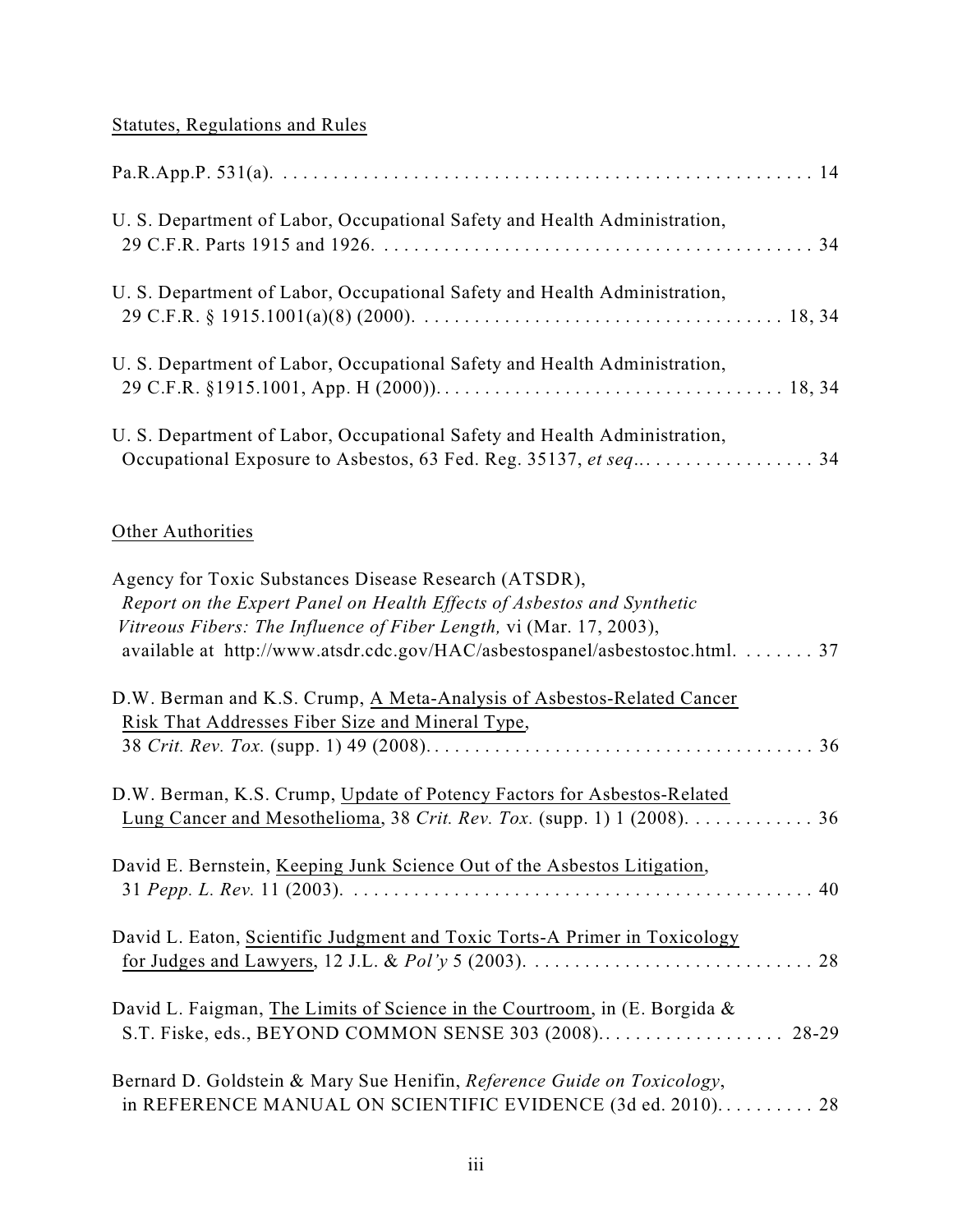Statutes, Regulations and Rules

Pa.R.App.P. 531(a). . . . . . . . . . . . . . . . . . . . . . . . . . . . . . . . . . . . . . . . . . . . . . . . . . . . . 14

U. S. Department of Labor, Occupational Safety and Health Administration, 29 C.F.R. Parts 1915 and 1926. . . . . . . . . . . . . . . . . . . . . . . . . . . . . . . . . . . . . . . . . . . . 34

U. S. Department of Labor, Occupational Safety and Health Administration, 29 C.F.R. § 1915.1001(a)(8) (2000). . . . . . . . . . . . . . . . . . . . . . . . . . . . . . . . . . . . . 18, 34

U. S. Department of Labor, Occupational Safety and Health Administration, 29 C.F.R. §1915.1001, App. H (2000)). . . . . . . . . . . . . . . . . . . . . . . . . . . . . . . . . . . 18, 34

U. S. Department of Labor, Occupational Safety and Health Administration, Occupational Exposure to Asbestos, 63 Fed. Reg. 35137, *et seq*.. . . . . . . . . . . . . . . . . . 34

Other Authorities

Agency for Toxic Substances Disease Research (ATSDR), *Report on the Expert Panel on Health Effects of Asbestos and Synthetic Vitreous Fibers: The Influence of Fiber Length,* vi (Mar. 17, 2003), available at http://www.atsdr.cdc.gov/HAC/asbestospanel/asbestostoc.html. . . . . . . . 37

D.W. Berman and K.S. Crump, A Meta-Analysis of Asbestos-Related Cancer Risk That Addresses Fiber Size and Mineral Type, 38 *Crit. Rev. Tox.* (supp. 1) 49 (2008). . . . . . . . . . . . . . . . . . . . . . . . . . . . . . . . . . . . . . 36

D.W. Berman, K.S. Crump, Update of Potency Factors for Asbestos-Related Lung Cancer and Mesothelioma, 38 *Crit. Rev. Tox.* (supp. 1) 1 (2008). . . . . . . . . . . . . 36

David E. Bernstein, Keeping Junk Science Out of the Asbestos Litigation, 31 *Pepp. L. Rev.* 11 (2003). . . . . . . . . . . . . . . . . . . . . . . . . . . . . . . . . . . . . . . . . . . . . . . 40

David L. Eaton, Scientific Judgment and Toxic Torts-A Primer in Toxicology for Judges and Lawyers, 12 J.L. & *Pol'y* 5 (2003). . . . . . . . . . . . . . . . . . . . . . . . . . . . . 28

David L. Faigman, The Limits of Science in the Courtroom, in (E. Borgida & S.T. Fiske, eds., BEYOND COMMON SENSE 303 (2008).. . . . . . . . . . . . . . . . . . 28-29

Bernard D. Goldstein & Mary Sue Henifin, *Reference Guide on Toxicology*, in REFERENCE MANUAL ON SCIENTIFIC EVIDENCE (3d ed. 2010). . . . . . . . . . 28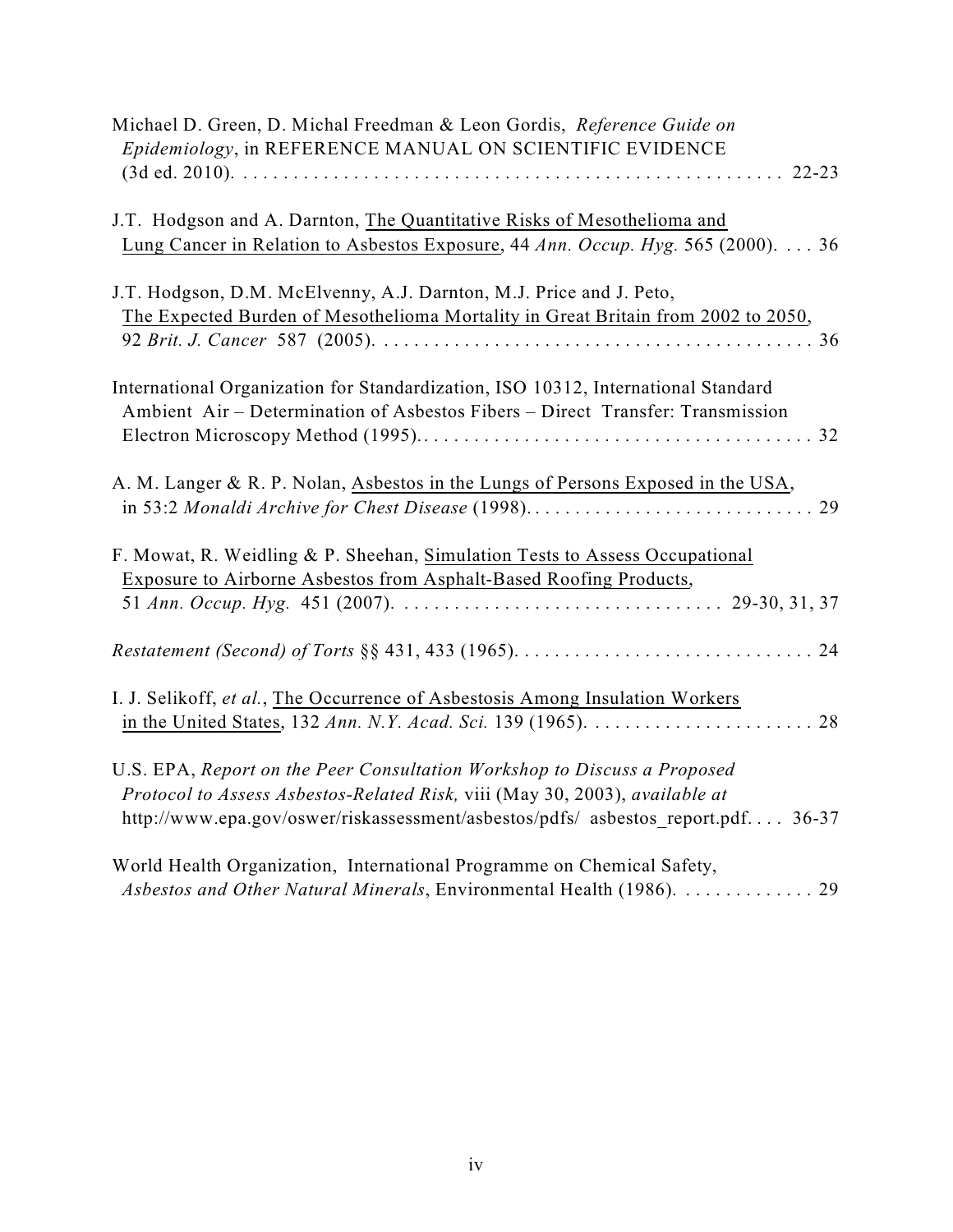Michael D. Green, D. Michal Freedman & Leon Gordis, *Reference Guide on Epidemiology*, in REFERENCE MANUAL ON SCIENTIFIC EVIDENCE (3d ed. 2010). . . . . . . . . . . . . . . . . . . . . . . . . . . . . . . . . . . . . . . . . . . . . . . . . . . . . . 22-23

J.T. Hodgson and A. Darnton, The Quantitative Risks of Mesothelioma and Lung Cancer in Relation to Asbestos Exposure, 44 *Ann. Occup. Hyg.* 565 (2000). . . . 36

J.T. Hodgson, D.M. McElvenny, A.J. Darnton, M.J. Price and J. Peto, The Expected Burden of Mesothelioma Mortality in Great Britain from 2002 to 2050, 92 *Brit. J. Cancer* 587 (2005). . . . . . . . . . . . . . . . . . . . . . . . . . . . . . . . . . . . . . . . . . . . . 36

International Organization for Standardization, ISO 10312, International Standard Ambient Air – Determination of Asbestos Fibers – Direct Transfer: Transmission Electron Microscopy Method (1995). . . . . . . . . . . . . . . . . . . . . . . . . . . . . . . . . . . . . . . . 32

A. M. Langer & R. P. Nolan, Asbestos in the Lungs of Persons Exposed in the USA, in 53:2 *Monaldi Archive for Chest Disease* (1998). . . . . . . . . . . . . . . . . . . . . . . . . . . . . 29

F. Mowat, R. Weidling & P. Sheehan, Simulation Tests to Assess Occupational Exposure to Airborne Asbestos from Asphalt-Based Roofing Products, 51 *Ann. Occup. Hyg.* 451 (2007). . . . . . . . . . . . . . . . . . . . . . . . . . . . . . . . 29-30, 31, 37

*Restatement (Second) of Torts* §§ 431, 433 (1965). . . . . . . . . . . . . . . . . . . . . . . . . . . . . . . 24

I. J. Selikoff, *et al.*, The Occurrence of Asbestosis Among Insulation Workers in the United States, 132 *Ann. N.Y. Acad. Sci.* 139 (1965). . . . . . . . . . . . . . . . . . . . . . . 28

U.S. EPA, *Report on the Peer Consultation Workshop to Discuss a Proposed Protocol to Assess Asbestos-Related Risk,* viii (May 30, 2003), *available at* http://www.epa.gov/oswer/riskassessment/asbestos/pdfs/ asbestos_report.pdf. . . . 36-37

World Health Organization, International Programme on Chemical Safety, *Asbestos and Other Natural Minerals*, Environmental Health (1986). . . . . . . . . . . . . 29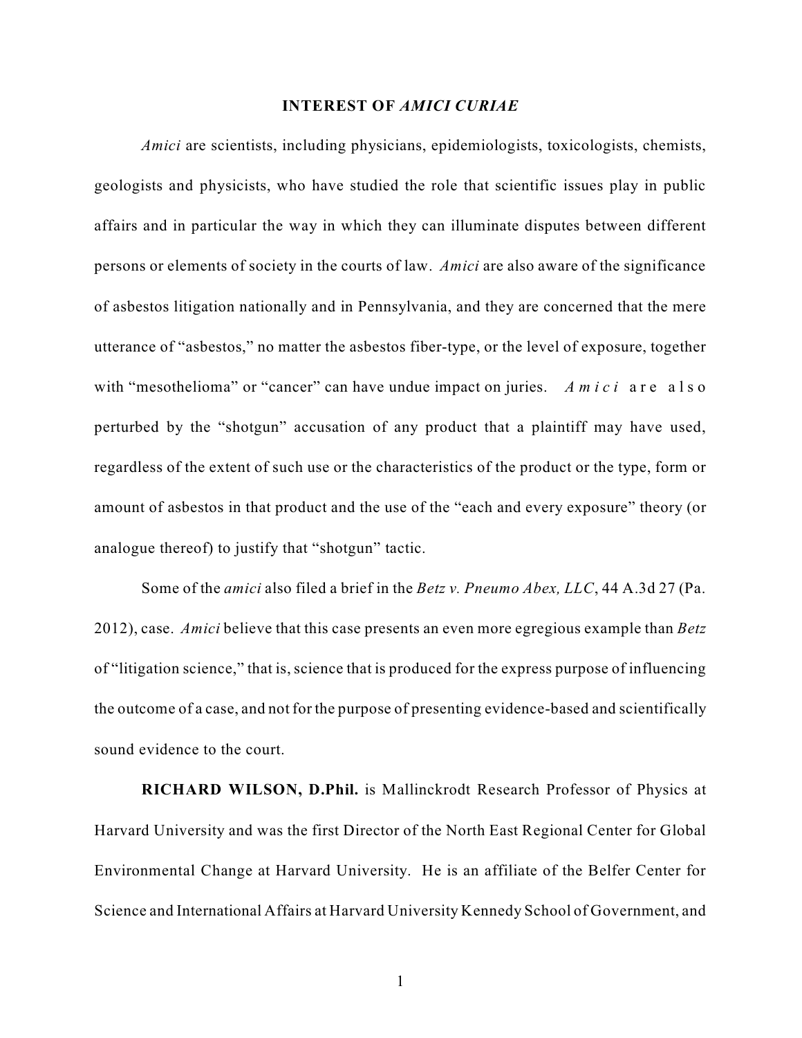## INTEREST OF *AMICI CURIAE*

*Amici* are scientists, including physicians, epidemiologists, toxicologists, chemists, geologists and physicists, who have studied the role that scientific issues play in public affairs and in particular the way in which they can illuminate disputes between different persons or elements of society in the courts of law. *Amici* are also aware of the significance of asbestos litigation nationally and in Pennsylvania, and they are concerned that the mere utterance of "asbestos," no matter the asbestos fiber-type, or the level of exposure, together with "mesothelioma" or "cancer" can have undue impact on juries. *Amici* are also perturbed by the "shotgun" accusation of any product that a plaintiff may have used, regardless of the extent of such use or the characteristics of the product or the type, form or amount of asbestos in that product and the use of the "each and every exposure" theory (or analogue thereof) to justify that "shotgun" tactic.

Some of the *amici* also filed a brief in the *Betz v. Pneumo Abex, LLC*, 44 A.3d 27 (Pa. 2012), case. *Amici* believe that this case presents an even more egregious example than *Betz* of "litigation science," that is, science that is produced for the express purpose of influencing the outcome of a case, and not for the purpose of presenting evidence-based and scientifically sound evidence to the court.

**RICHARD WILSON, D.Phil.** is Mallinckrodt Research Professor of Physics at Harvard University and was the first Director of the North East Regional Center for Global Environmental Change at Harvard University. He is an affiliate of the Belfer Center for Science and International Affairs at Harvard University Kennedy School of Government, and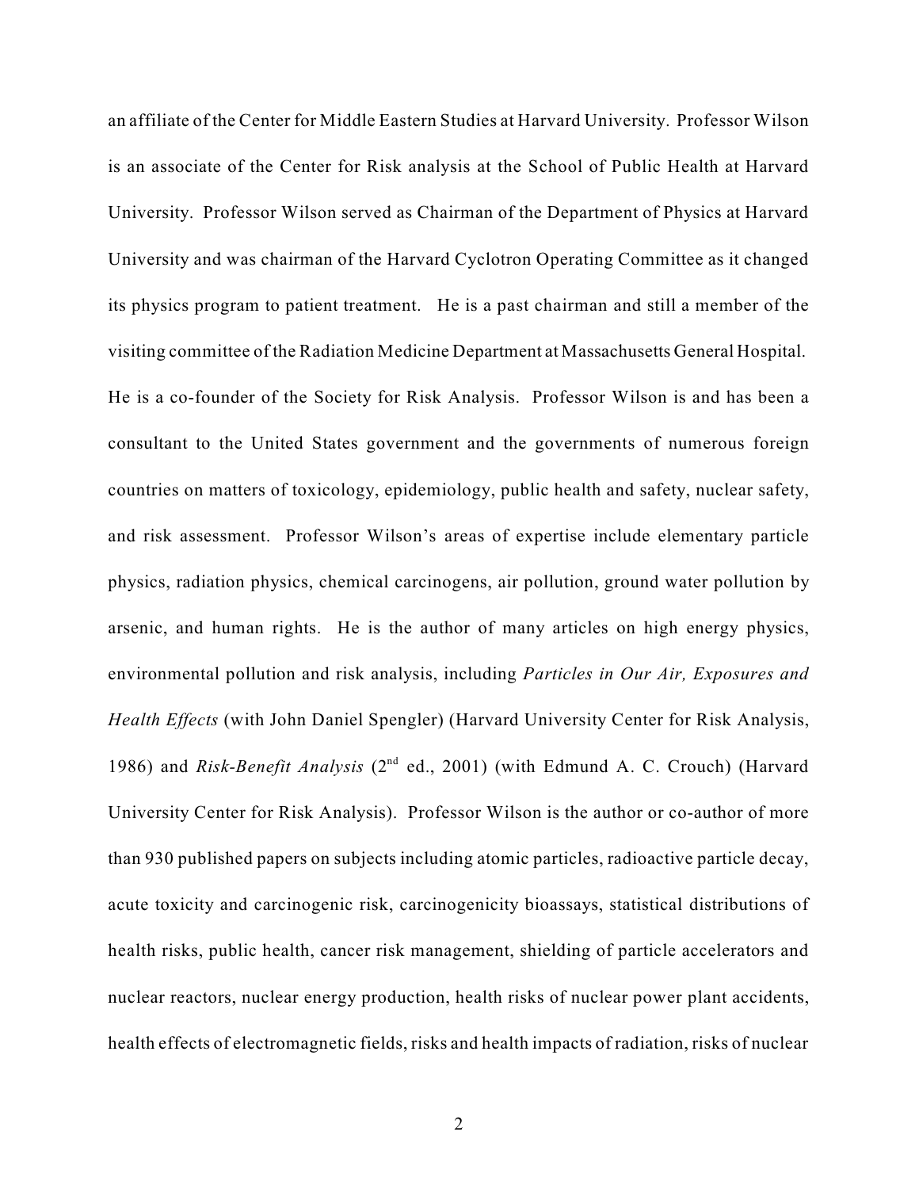an affiliate of the Center for Middle Eastern Studies at Harvard University. Professor Wilson is an associate of the Center for Risk analysis at the School of Public Health at Harvard University. Professor Wilson served as Chairman of the Department of Physics at Harvard University and was chairman of the Harvard Cyclotron Operating Committee as it changed its physics program to patient treatment. He is a past chairman and still a member of the visiting committee of the Radiation Medicine Department at Massachusetts General Hospital. He is a co-founder of the Society for Risk Analysis. Professor Wilson is and has been a consultant to the United States government and the governments of numerous foreign countries on matters of toxicology, epidemiology, public health and safety, nuclear safety, and risk assessment. Professor Wilson's areas of expertise include elementary particle physics, radiation physics, chemical carcinogens, air pollution, ground water pollution by arsenic, and human rights. He is the author of many articles on high energy physics, environmental pollution and risk analysis, including *Particles in Our Air, Exposures and Health Effects* (with John Daniel Spengler) (Harvard University Center for Risk Analysis, 1986) and *Risk-Benefit Analysis* (2nd ed., 2001) (with Edmund A. C. Crouch) (Harvard University Center for Risk Analysis). Professor Wilson is the author or co-author of more than 930 published papers on subjects including atomic particles, radioactive particle decay, acute toxicity and carcinogenic risk, carcinogenicity bioassays, statistical distributions of health risks, public health, cancer risk management, shielding of particle accelerators and nuclear reactors, nuclear energy production, health risks of nuclear power plant accidents, health effects of electromagnetic fields, risks and health impacts of radiation, risks of nuclear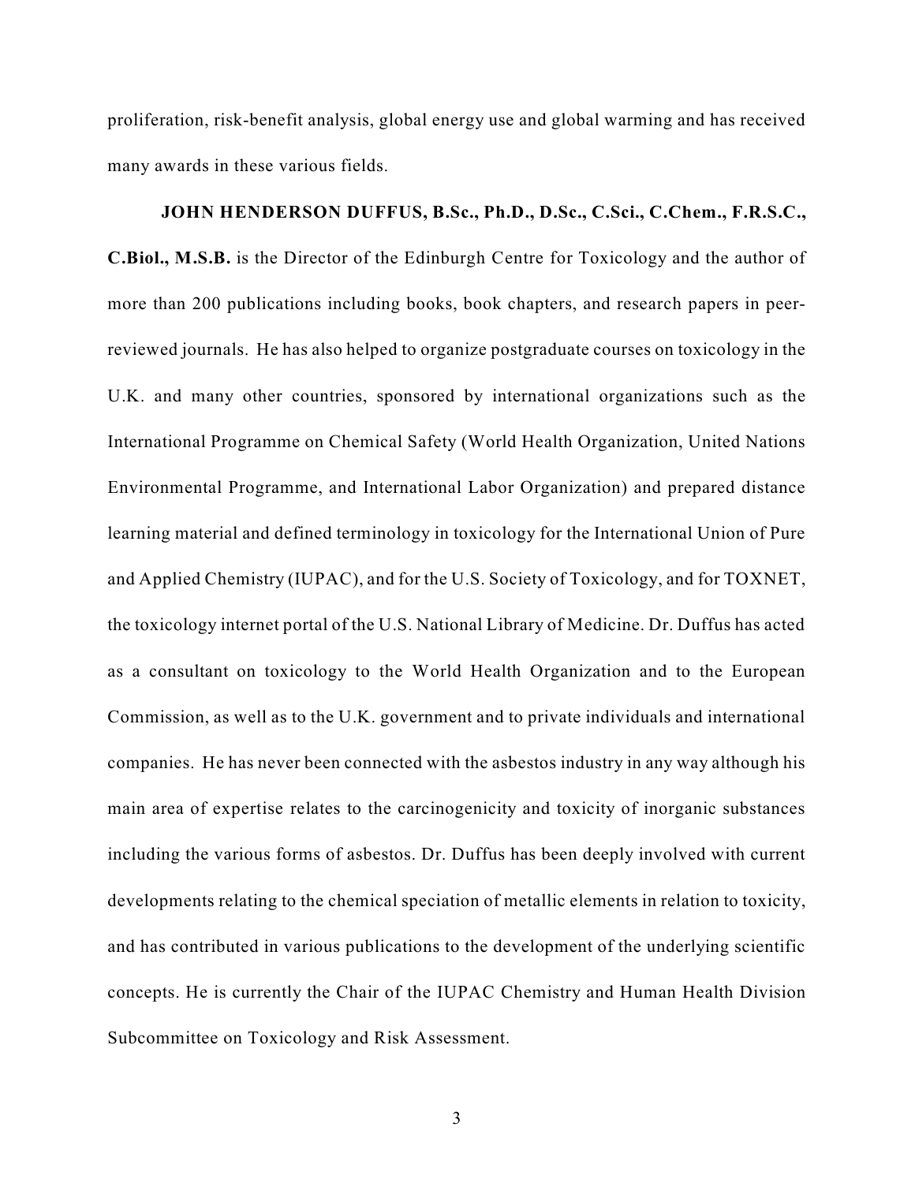proliferation, risk-benefit analysis, global energy use and global warming and has received many awards in these various fields.

**JOHN HENDERSON DUFFUS, B.Sc., Ph.D., D.Sc., C.Sci., C.Chem., F.R.S.C., C.Biol., M.S.B.** is the Director of the Edinburgh Centre for Toxicology and the author of more than 200 publications including books, book chapters, and research papers in peer-reviewed journals. He has also helped to organize postgraduate courses on toxicology in the U.K. and many other countries, sponsored by international organizations such as the International Programme on Chemical Safety (World Health Organization, United Nations Environmental Programme, and International Labor Organization) and prepared distance learning material and defined terminology in toxicology for the International Union of Pure and Applied Chemistry (IUPAC), and for the U.S. Society of Toxicology, and for TOXNET, the toxicology internet portal of the U.S. National Library of Medicine. Dr. Duffus has acted as a consultant on toxicology to the World Health Organization and to the European Commission, as well as to the U.K. government and to private individuals and international companies. He has never been connected with the asbestos industry in any way although his main area of expertise relates to the carcinogenicity and toxicity of inorganic substances including the various forms of asbestos. Dr. Duffus has been deeply involved with current developments relating to the chemical speciation of metallic elements in relation to toxicity, and has contributed in various publications to the development of the underlying scientific concepts. He is currently the Chair of the IUPAC Chemistry and Human Health Division Subcommittee on Toxicology and Risk Assessment.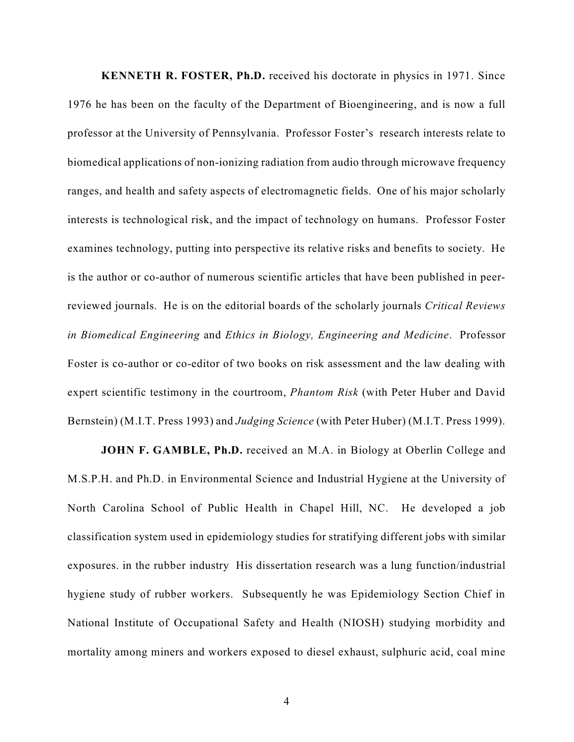**KENNETH R. FOSTER, Ph.D.** received his doctorate in physics in 1971. Since 1976 he has been on the faculty of the Department of Bioengineering, and is now a full professor at the University of Pennsylvania. Professor Foster's research interests relate to biomedical applications of non-ionizing radiation from audio through microwave frequency ranges, and health and safety aspects of electromagnetic fields. One of his major scholarly interests is technological risk, and the impact of technology on humans. Professor Foster examines technology, putting into perspective its relative risks and benefits to society. He is the author or co-author of numerous scientific articles that have been published in peer-reviewed journals. He is on the editorial boards of the scholarly journals *Critical Reviews in Biomedical Engineering* and *Ethics in Biology, Engineering and Medicine*. Professor Foster is co-author or co-editor of two books on risk assessment and the law dealing with expert scientific testimony in the courtroom, *Phantom Risk* (with Peter Huber and David Bernstein) (M.I.T. Press 1993) and *Judging Science* (with Peter Huber) (M.I.T. Press 1999).

**JOHN F. GAMBLE, Ph.D.** received an M.A. in Biology at Oberlin College and M.S.P.H. and Ph.D. in Environmental Science and Industrial Hygiene at the University of North Carolina School of Public Health in Chapel Hill, NC. He developed a job classification system used in epidemiology studies for stratifying different jobs with similar exposures. in the rubber industry His dissertation research was a lung function/industrial hygiene study of rubber workers. Subsequently he was Epidemiology Section Chief in National Institute of Occupational Safety and Health (NIOSH) studying morbidity and mortality among miners and workers exposed to diesel exhaust, sulphuric acid, coal mine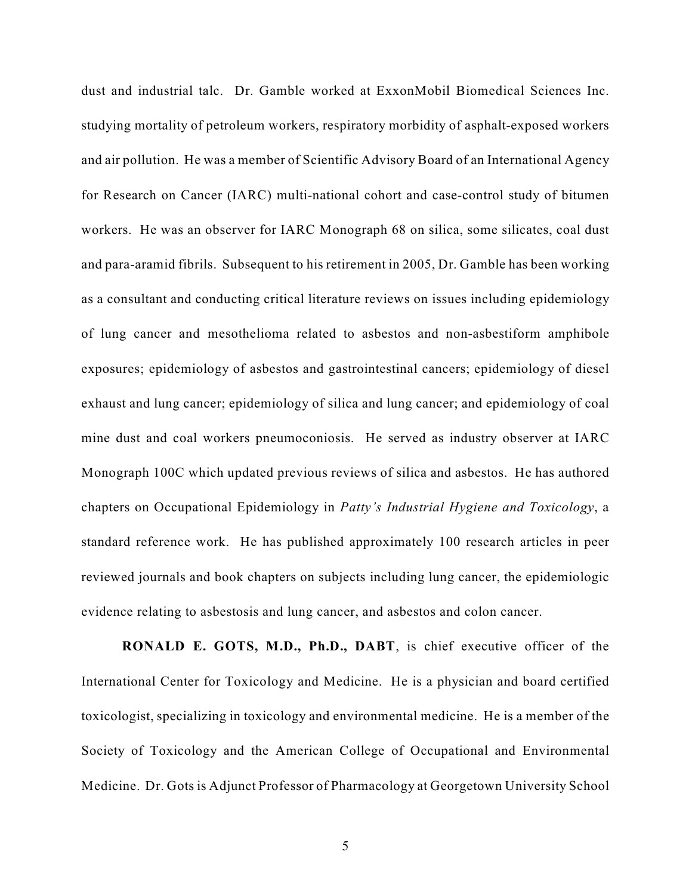dust and industrial talc. Dr. Gamble worked at ExxonMobil Biomedical Sciences Inc. studying mortality of petroleum workers, respiratory morbidity of asphalt-exposed workers and air pollution. He was a member of Scientific Advisory Board of an International Agency for Research on Cancer (IARC) multi-national cohort and case-control study of bitumen workers. He was an observer for IARC Monograph 68 on silica, some silicates, coal dust and para-aramid fibrils. Subsequent to his retirement in 2005, Dr. Gamble has been working as a consultant and conducting critical literature reviews on issues including epidemiology of lung cancer and mesothelioma related to asbestos and non-asbestiform amphibole exposures; epidemiology of asbestos and gastrointestinal cancers; epidemiology of diesel exhaust and lung cancer; epidemiology of silica and lung cancer; and epidemiology of coal mine dust and coal workers pneumoconiosis. He served as industry observer at IARC Monograph 100C which updated previous reviews of silica and asbestos. He has authored chapters on Occupational Epidemiology in *Patty's Industrial Hygiene and Toxicology*, a standard reference work. He has published approximately 100 research articles in peer reviewed journals and book chapters on subjects including lung cancer, the epidemiologic evidence relating to asbestosis and lung cancer, and asbestos and colon cancer.

**RONALD E. GOTS, M.D., Ph.D., DABT**, is chief executive officer of the International Center for Toxicology and Medicine. He is a physician and board certified toxicologist, specializing in toxicology and environmental medicine. He is a member of the Society of Toxicology and the American College of Occupational and Environmental Medicine. Dr. Gots is Adjunct Professor of Pharmacology at Georgetown University School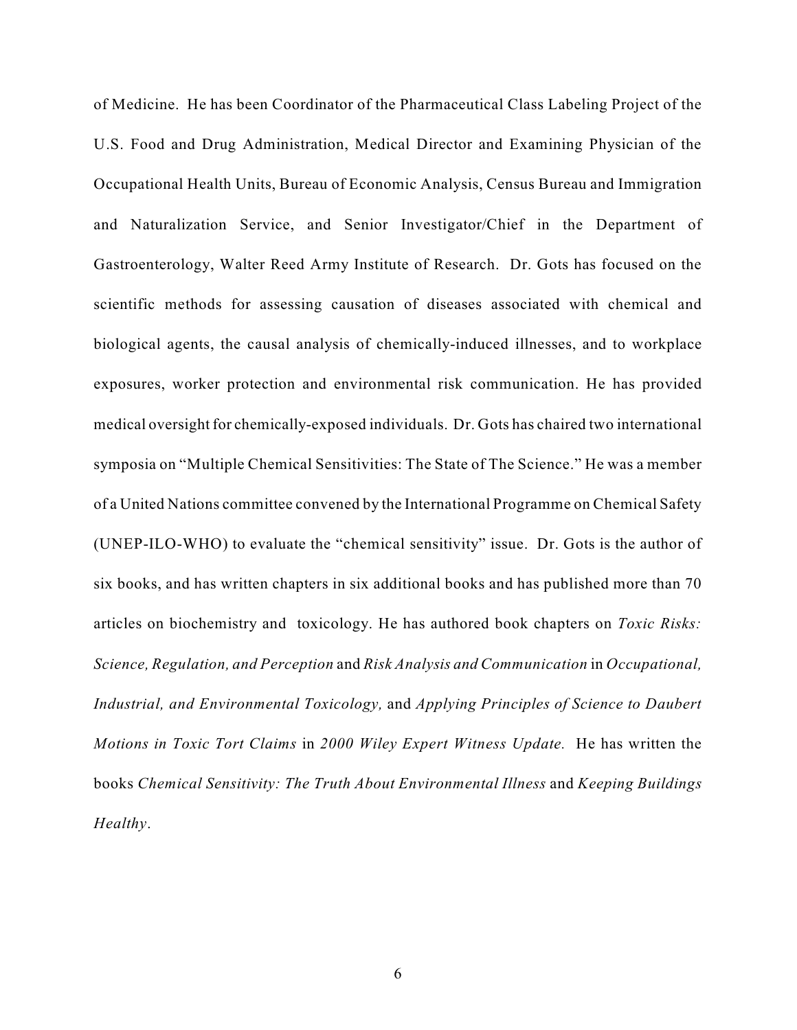of Medicine. He has been Coordinator of the Pharmaceutical Class Labeling Project of the U.S. Food and Drug Administration, Medical Director and Examining Physician of the Occupational Health Units, Bureau of Economic Analysis, Census Bureau and Immigration and Naturalization Service, and Senior Investigator/Chief in the Department of Gastroenterology, Walter Reed Army Institute of Research. Dr. Gots has focused on the scientific methods for assessing causation of diseases associated with chemical and biological agents, the causal analysis of chemically-induced illnesses, and to workplace exposures, worker protection and environmental risk communication. He has provided medical oversight for chemically-exposed individuals. Dr. Gots has chaired two international symposia on "Multiple Chemical Sensitivities: The State of The Science." He was a member of a United Nations committee convened by the International Programme on Chemical Safety (UNEP-ILO-WHO) to evaluate the "chemical sensitivity" issue. Dr. Gots is the author of six books, and has written chapters in six additional books and has published more than 70 articles on biochemistry and toxicology. He has authored book chapters on *Toxic Risks: Science, Regulation, and Perception* and *Risk Analysis and Communication* in *Occupational, Industrial, and Environmental Toxicology,* and *Applying Principles of Science to Daubert Motions in Toxic Tort Claims* in *2000 Wiley Expert Witness Update.* He has written the books *Chemical Sensitivity: The Truth About Environmental Illness* and *Keeping Buildings Healthy*.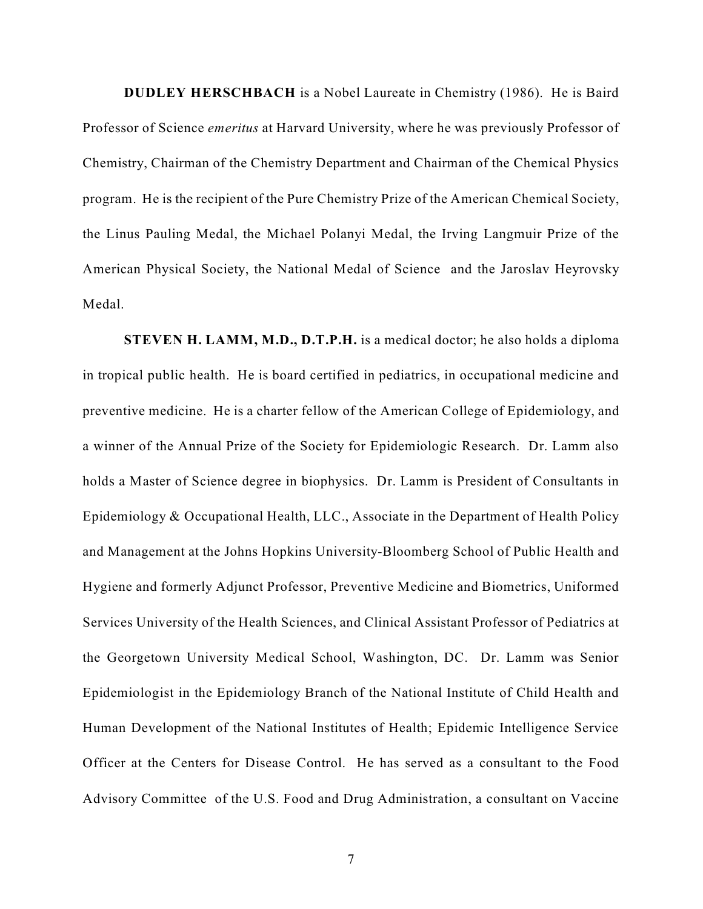**DUDLEY HERSCHBACH** is a Nobel Laureate in Chemistry (1986). He is Baird Professor of Science *emeritus* at Harvard University, where he was previously Professor of Chemistry, Chairman of the Chemistry Department and Chairman of the Chemical Physics program. He is the recipient of the Pure Chemistry Prize of the American Chemical Society, the Linus Pauling Medal, the Michael Polanyi Medal, the Irving Langmuir Prize of the American Physical Society, the National Medal of Science and the Jaroslav Heyrovsky Medal.

**STEVEN H. LAMM, M.D., D.T.P.H.** is a medical doctor; he also holds a diploma in tropical public health. He is board certified in pediatrics, in occupational medicine and preventive medicine. He is a charter fellow of the American College of Epidemiology, and a winner of the Annual Prize of the Society for Epidemiologic Research. Dr. Lamm also holds a Master of Science degree in biophysics. Dr. Lamm is President of Consultants in Epidemiology & Occupational Health, LLC., Associate in the Department of Health Policy and Management at the Johns Hopkins University-Bloomberg School of Public Health and Hygiene and formerly Adjunct Professor, Preventive Medicine and Biometrics, Uniformed Services University of the Health Sciences, and Clinical Assistant Professor of Pediatrics at the Georgetown University Medical School, Washington, DC. Dr. Lamm was Senior Epidemiologist in the Epidemiology Branch of the National Institute of Child Health and Human Development of the National Institutes of Health; Epidemic Intelligence Service Officer at the Centers for Disease Control. He has served as a consultant to the Food Advisory Committee of the U.S. Food and Drug Administration, a consultant on Vaccine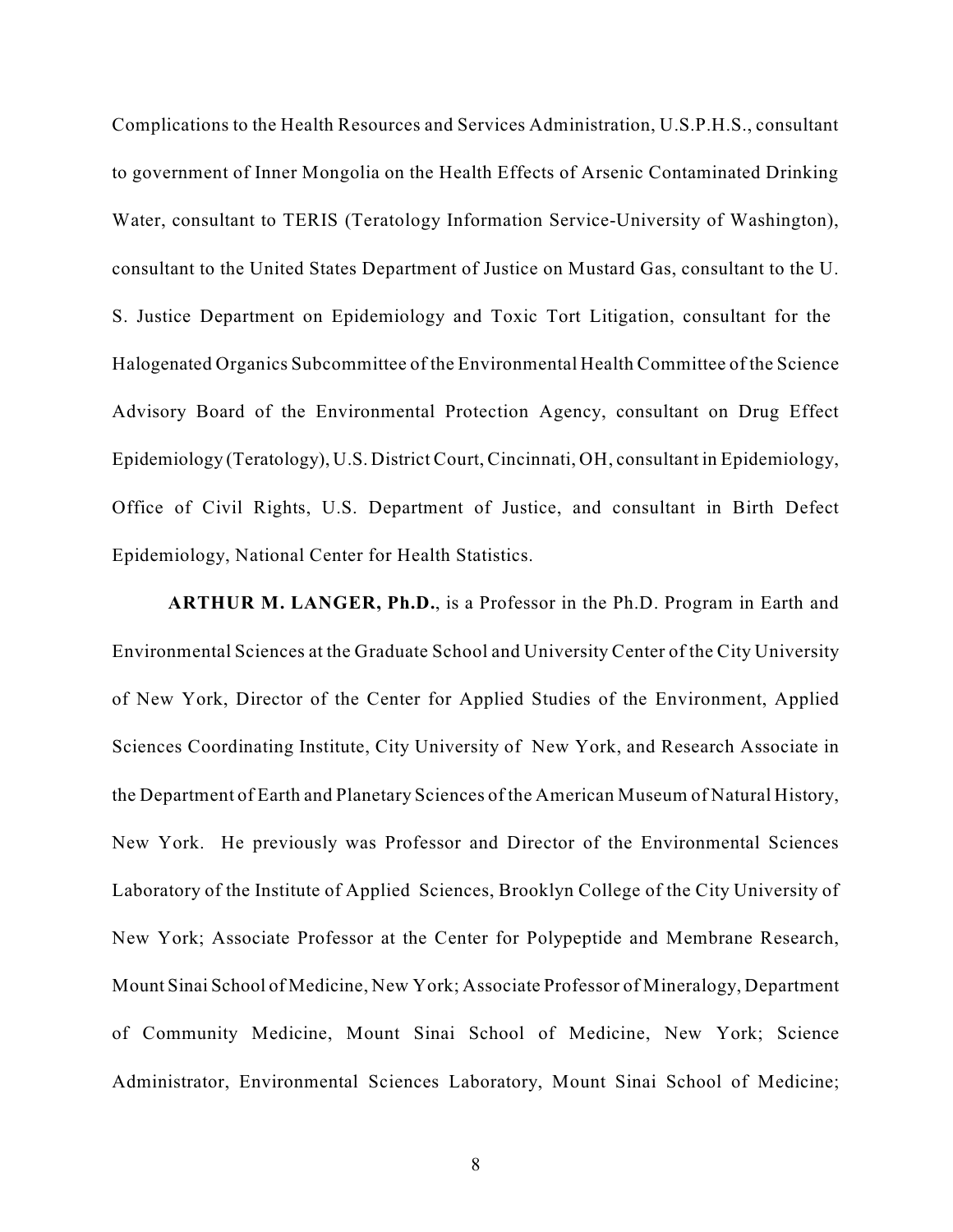Complications to the Health Resources and Services Administration, U.S.P.H.S., consultant to government of Inner Mongolia on the Health Effects of Arsenic Contaminated Drinking Water, consultant to TERIS (Teratology Information Service-University of Washington), consultant to the United States Department of Justice on Mustard Gas, consultant to the U. S. Justice Department on Epidemiology and Toxic Tort Litigation, consultant for the Halogenated Organics Subcommittee of the Environmental Health Committee of the Science Advisory Board of the Environmental Protection Agency, consultant on Drug Effect Epidemiology (Teratology), U.S. District Court, Cincinnati, OH, consultant in Epidemiology, Office of Civil Rights, U.S. Department of Justice, and consultant in Birth Defect Epidemiology, National Center for Health Statistics.

**ARTHUR M. LANGER, Ph.D.**, is a Professor in the Ph.D. Program in Earth and Environmental Sciences at the Graduate School and University Center of the City University of New York, Director of the Center for Applied Studies of the Environment, Applied Sciences Coordinating Institute, City University of New York, and Research Associate in the Department of Earth and Planetary Sciences of the American Museum of Natural History, New York. He previously was Professor and Director of the Environmental Sciences Laboratory of the Institute of Applied Sciences, Brooklyn College of the City University of New York; Associate Professor at the Center for Polypeptide and Membrane Research, Mount Sinai School of Medicine, New York; Associate Professor of Mineralogy, Department of Community Medicine, Mount Sinai School of Medicine, New York; Science Administrator, Environmental Sciences Laboratory, Mount Sinai School of Medicine;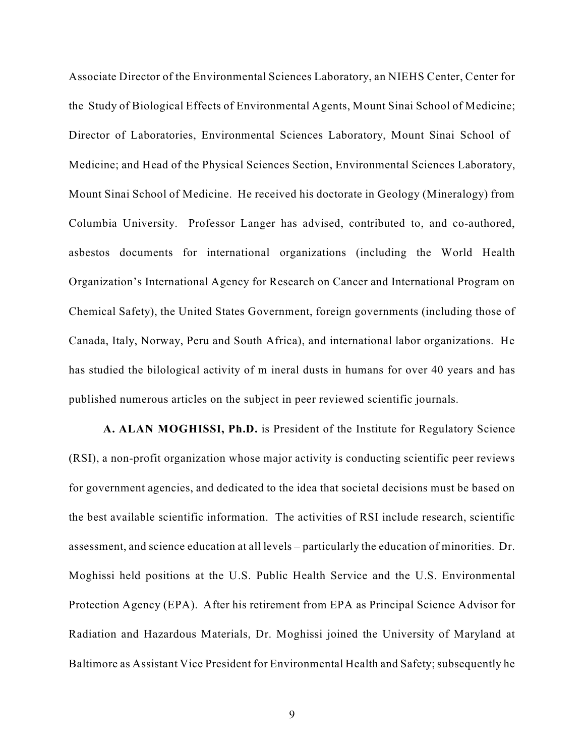Associate Director of the Environmental Sciences Laboratory, an NIEHS Center, Center for the Study of Biological Effects of Environmental Agents, Mount Sinai School of Medicine; Director of Laboratories, Environmental Sciences Laboratory, Mount Sinai School of Medicine; and Head of the Physical Sciences Section, Environmental Sciences Laboratory, Mount Sinai School of Medicine. He received his doctorate in Geology (Mineralogy) from Columbia University. Professor Langer has advised, contributed to, and co-authored, asbestos documents for international organizations (including the World Health Organization's International Agency for Research on Cancer and International Program on Chemical Safety), the United States Government, foreign governments (including those of Canada, Italy, Norway, Peru and South Africa), and international labor organizations. He has studied the bilological activity of m ineral dusts in humans for over 40 years and has published numerous articles on the subject in peer reviewed scientific journals.

**A. ALAN MOGHISSI, Ph.D.** is President of the Institute for Regulatory Science (RSI), a non-profit organization whose major activity is conducting scientific peer reviews for government agencies, and dedicated to the idea that societal decisions must be based on the best available scientific information. The activities of RSI include research, scientific assessment, and science education at all levels – particularly the education of minorities. Dr. Moghissi held positions at the U.S. Public Health Service and the U.S. Environmental Protection Agency (EPA). After his retirement from EPA as Principal Science Advisor for Radiation and Hazardous Materials, Dr. Moghissi joined the University of Maryland at Baltimore as Assistant Vice President for Environmental Health and Safety; subsequently he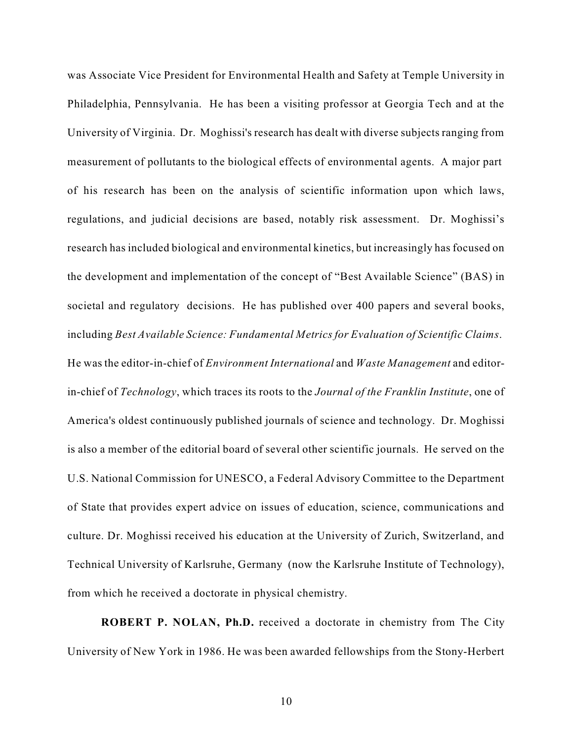was Associate Vice President for Environmental Health and Safety at Temple University in Philadelphia, Pennsylvania. He has been a visiting professor at Georgia Tech and at the University of Virginia. Dr. Moghissi's research has dealt with diverse subjects ranging from measurement of pollutants to the biological effects of environmental agents. A major part of his research has been on the analysis of scientific information upon which laws, regulations, and judicial decisions are based, notably risk assessment. Dr. Moghissi's research has included biological and environmental kinetics, but increasingly has focused on the development and implementation of the concept of "Best Available Science" (BAS) in societal and regulatory decisions. He has published over 400 papers and several books, including *Best Available Science: Fundamental Metrics for Evaluation of Scientific Claims*. He was the editor-in-chief of *Environment International* and *Waste Management* and editor-in-chief of *Technology*, which traces its roots to the *Journal of the Franklin Institute*, one of America's oldest continuously published journals of science and technology. Dr. Moghissi is also a member of the editorial board of several other scientific journals. He served on the U.S. National Commission for UNESCO, a Federal Advisory Committee to the Department of State that provides expert advice on issues of education, science, communications and culture. Dr. Moghissi received his education at the University of Zurich, Switzerland, and Technical University of Karlsruhe, Germany (now the Karlsruhe Institute of Technology), from which he received a doctorate in physical chemistry.

**ROBERT P. NOLAN, Ph.D.** received a doctorate in chemistry from The City University of New York in 1986. He was been awarded fellowships from the Stony-Herbert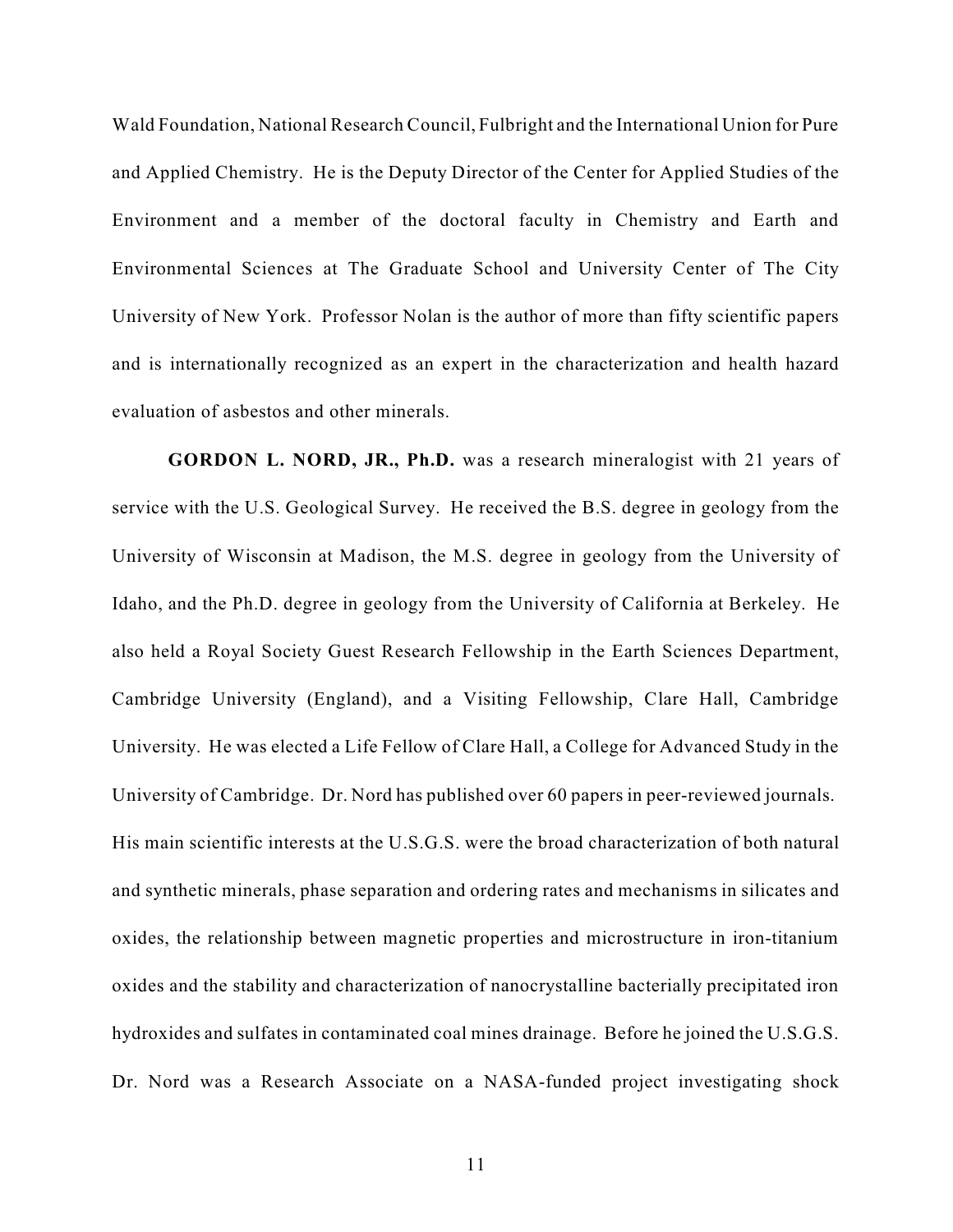Wald Foundation, National Research Council, Fulbright and the International Union for Pure and Applied Chemistry. He is the Deputy Director of the Center for Applied Studies of the Environment and a member of the doctoral faculty in Chemistry and Earth and Environmental Sciences at The Graduate School and University Center of The City University of New York. Professor Nolan is the author of more than fifty scientific papers and is internationally recognized as an expert in the characterization and health hazard evaluation of asbestos and other minerals.

**GORDON L. NORD, JR., Ph.D.** was a research mineralogist with 21 years of service with the U.S. Geological Survey. He received the B.S. degree in geology from the University of Wisconsin at Madison, the M.S. degree in geology from the University of Idaho, and the Ph.D. degree in geology from the University of California at Berkeley. He also held a Royal Society Guest Research Fellowship in the Earth Sciences Department, Cambridge University (England), and a Visiting Fellowship, Clare Hall, Cambridge University. He was elected a Life Fellow of Clare Hall, a College for Advanced Study in the University of Cambridge. Dr. Nord has published over 60 papers in peer-reviewed journals. His main scientific interests at the U.S.G.S. were the broad characterization of both natural and synthetic minerals, phase separation and ordering rates and mechanisms in silicates and oxides, the relationship between magnetic properties and microstructure in iron-titanium oxides and the stability and characterization of nanocrystalline bacterially precipitated iron hydroxides and sulfates in contaminated coal mines drainage. Before he joined the U.S.G.S. Dr. Nord was a Research Associate on a NASA-funded project investigating shock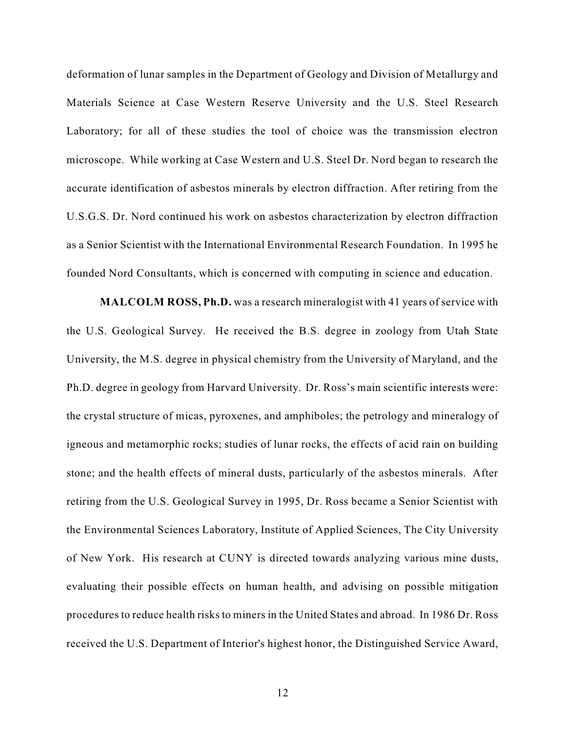deformation of lunar samples in the Department of Geology and Division of Metallurgy and Materials Science at Case Western Reserve University and the U.S. Steel Research Laboratory; for all of these studies the tool of choice was the transmission electron microscope. While working at Case Western and U.S. Steel Dr. Nord began to research the accurate identification of asbestos minerals by electron diffraction. After retiring from the U.S.G.S. Dr. Nord continued his work on asbestos characterization by electron diffraction as a Senior Scientist with the International Environmental Research Foundation. In 1995 he founded Nord Consultants, which is concerned with computing in science and education.

**MALCOLM ROSS, Ph.D.** was a research mineralogist with 41 years of service with the U.S. Geological Survey. He received the B.S. degree in zoology from Utah State University, the M.S. degree in physical chemistry from the University of Maryland, and the Ph.D. degree in geology from Harvard University. Dr. Ross's main scientific interests were: the crystal structure of micas, pyroxenes, and amphiboles; the petrology and mineralogy of igneous and metamorphic rocks; studies of lunar rocks, the effects of acid rain on building stone; and the health effects of mineral dusts, particularly of the asbestos minerals. After retiring from the U.S. Geological Survey in 1995, Dr. Ross became a Senior Scientist with the Environmental Sciences Laboratory, Institute of Applied Sciences, The City University of New York. His research at CUNY is directed towards analyzing various mine dusts, evaluating their possible effects on human health, and advising on possible mitigation procedures to reduce health risks to miners in the United States and abroad. In 1986 Dr. Ross received the U.S. Department of Interior's highest honor, the Distinguished Service Award,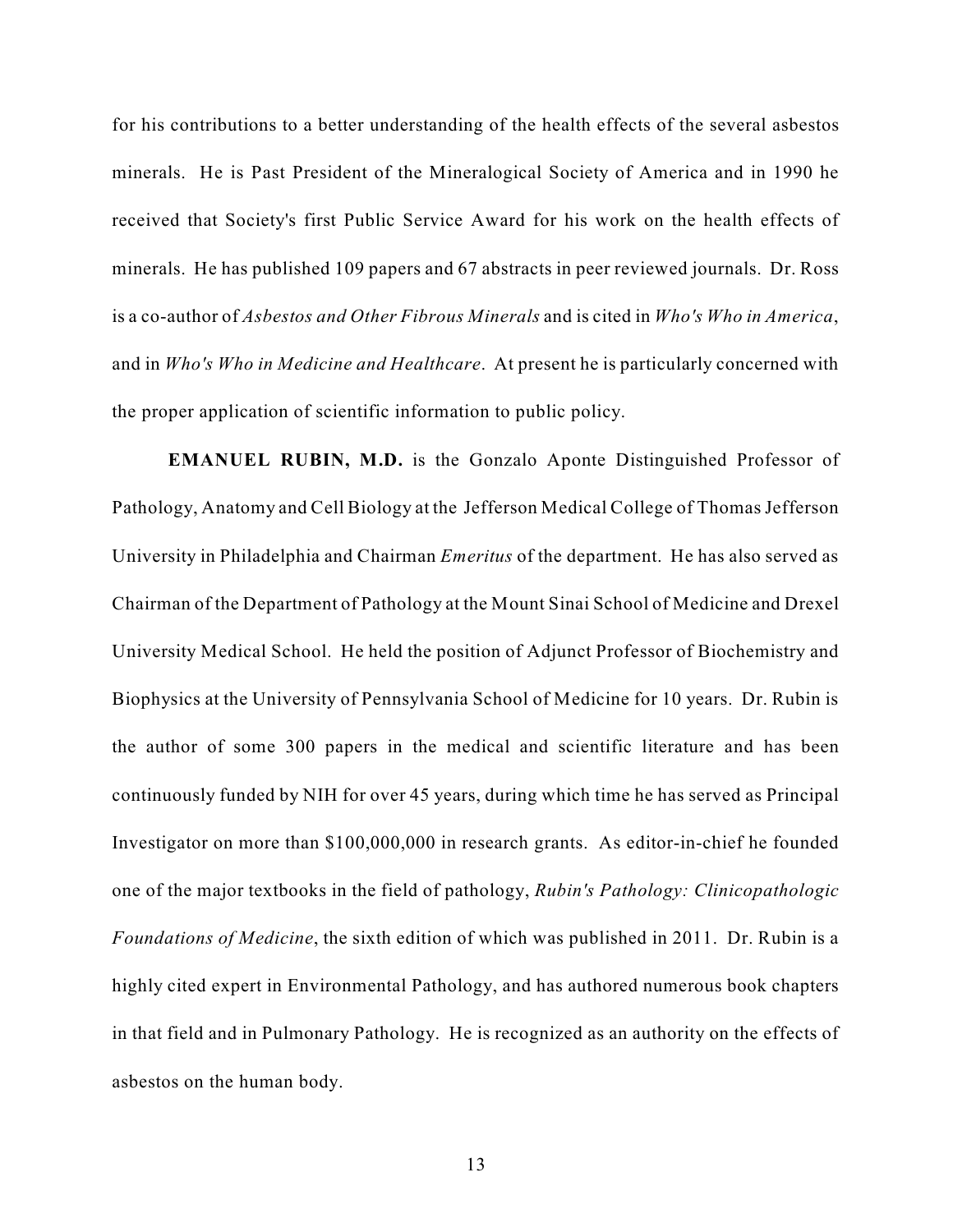for his contributions to a better understanding of the health effects of the several asbestos minerals. He is Past President of the Mineralogical Society of America and in 1990 he received that Society's first Public Service Award for his work on the health effects of minerals. He has published 109 papers and 67 abstracts in peer reviewed journals. Dr. Ross is a co-author of *Asbestos and Other Fibrous Minerals* and is cited in *Who's Who in America*, and in *Who's Who in Medicine and Healthcare*. At present he is particularly concerned with the proper application of scientific information to public policy.

**EMANUEL RUBIN, M.D.** is the Gonzalo Aponte Distinguished Professor of Pathology, Anatomy and Cell Biology at the Jefferson Medical College of Thomas Jefferson University in Philadelphia and Chairman *Emeritus* of the department. He has also served as Chairman of the Department of Pathology at the Mount Sinai School of Medicine and Drexel University Medical School. He held the position of Adjunct Professor of Biochemistry and Biophysics at the University of Pennsylvania School of Medicine for 10 years. Dr. Rubin is the author of some 300 papers in the medical and scientific literature and has been continuously funded by NIH for over 45 years, during which time he has served as Principal Investigator on more than $100,000,000 in research grants. As editor-in-chief he founded one of the major textbooks in the field of pathology, *Rubin's Pathology: Clinicopathologic Foundations of Medicine*, the sixth edition of which was published in 2011. Dr. Rubin is a highly cited expert in Environmental Pathology, and has authored numerous book chapters in that field and in Pulmonary Pathology. He is recognized as an authority on the effects of asbestos on the human body.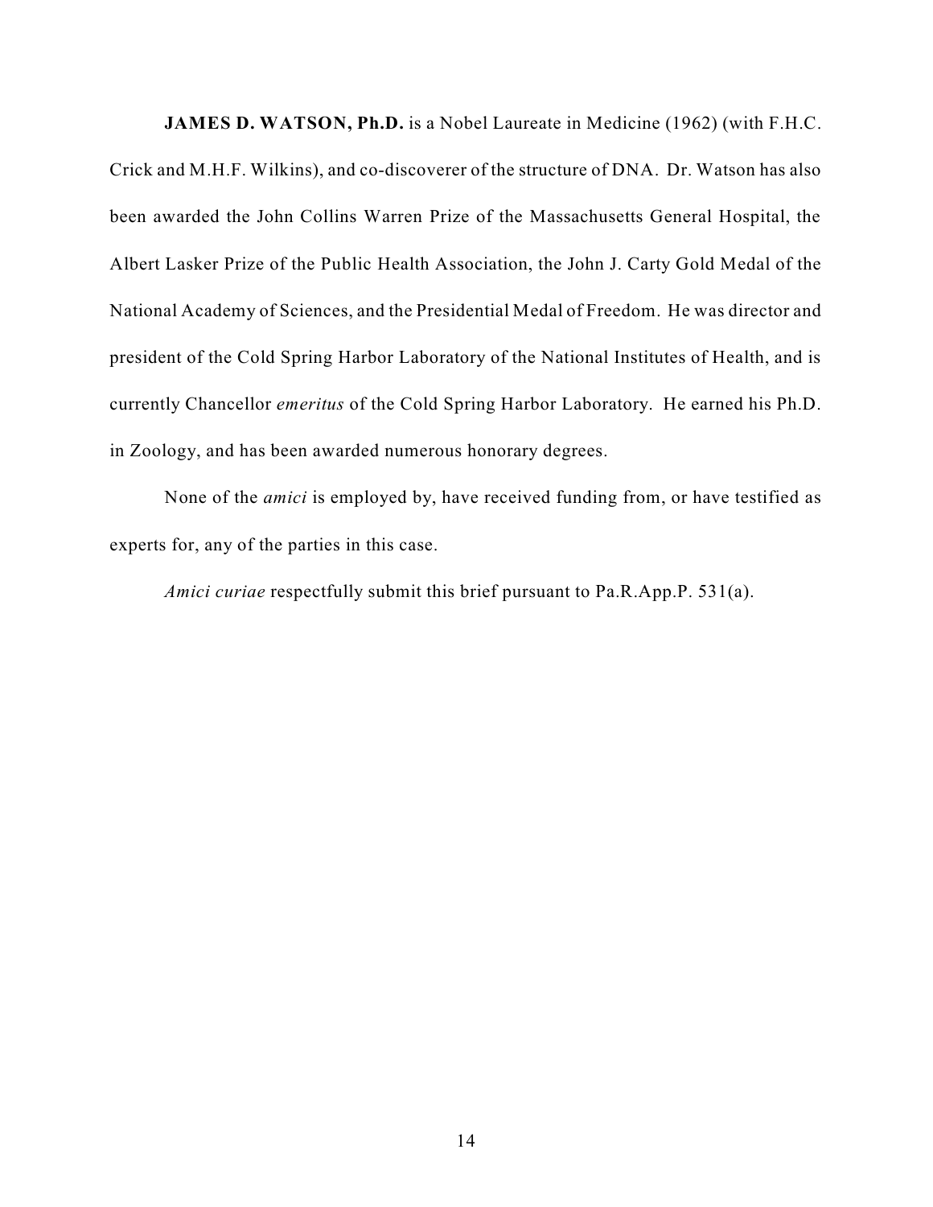**JAMES D. WATSON, Ph.D.** is a Nobel Laureate in Medicine (1962) (with F.H.C. Crick and M.H.F. Wilkins), and co-discoverer of the structure of DNA. Dr. Watson has also been awarded the John Collins Warren Prize of the Massachusetts General Hospital, the Albert Lasker Prize of the Public Health Association, the John J. Carty Gold Medal of the National Academy of Sciences, and the Presidential Medal of Freedom. He was director and president of the Cold Spring Harbor Laboratory of the National Institutes of Health, and is currently Chancellor *emeritus* of the Cold Spring Harbor Laboratory. He earned his Ph.D. in Zoology, and has been awarded numerous honorary degrees.

None of the *amici* is employed by, have received funding from, or have testified as experts for, any of the parties in this case.

*Amici curiae* respectfully submit this brief pursuant to Pa.R.App.P. 531(a).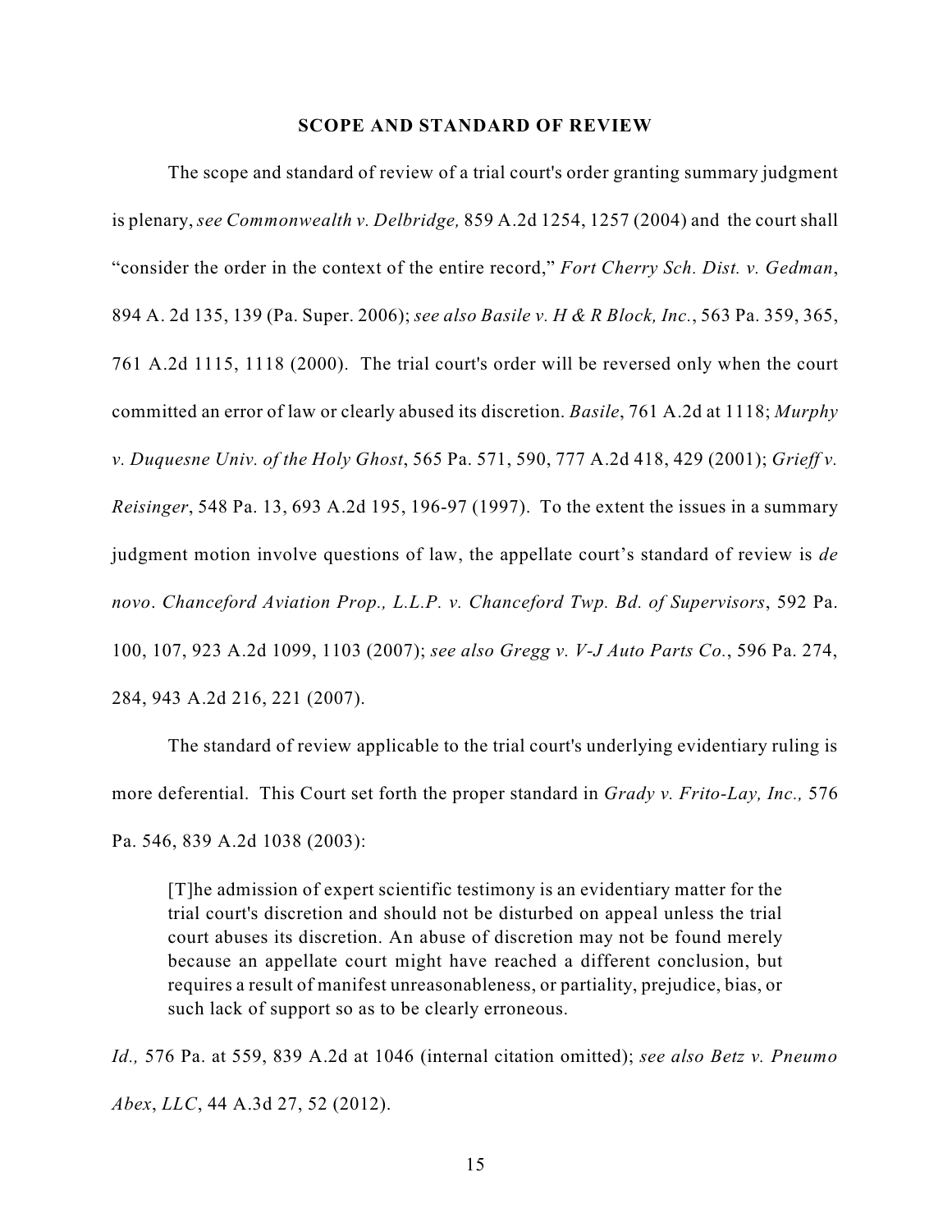## SCOPE AND STANDARD OF REVIEW

The scope and standard of review of a trial court's order granting summary judgment is plenary, *see Commonwealth v. Delbridge,* 859 A.2d 1254, 1257 (2004) and the court shall "consider the order in the context of the entire record," *Fort Cherry Sch. Dist. v. Gedman*, 894 A. 2d 135, 139 (Pa. Super. 2006); *see also Basile v. H & R Block, Inc.*, 563 Pa. 359, 365, 761 A.2d 1115, 1118 (2000). The trial court's order will be reversed only when the court committed an error of law or clearly abused its discretion. *Basile*, 761 A.2d at 1118; *Murphy v. Duquesne Univ. of the Holy Ghost*, 565 Pa. 571, 590, 777 A.2d 418, 429 (2001); *Grieff v. Reisinger*, 548 Pa. 13, 693 A.2d 195, 196-97 (1997). To the extent the issues in a summary judgment motion involve questions of law, the appellate court's standard of review is *de novo*. *Chanceford Aviation Prop., L.L.P. v. Chanceford Twp. Bd. of Supervisors*, 592 Pa. 100, 107, 923 A.2d 1099, 1103 (2007); *see also Gregg v. V-J Auto Parts Co.*, 596 Pa. 274, 284, 943 A.2d 216, 221 (2007).

The standard of review applicable to the trial court's underlying evidentiary ruling is more deferential. This Court set forth the proper standard in *Grady v. Frito-Lay, Inc.,* 576 Pa. 546, 839 A.2d 1038 (2003):

> [T]he admission of expert scientific testimony is an evidentiary matter for the trial court's discretion and should not be disturbed on appeal unless the trial court abuses its discretion. An abuse of discretion may not be found merely because an appellate court might have reached a different conclusion, but requires a result of manifest unreasonableness, or partiality, prejudice, bias, or such lack of support so as to be clearly erroneous.

*Id.,* 576 Pa. at 559, 839 A.2d at 1046 (internal citation omitted); *see also Betz v. Pneumo Abex*, *LLC*, 44 A.3d 27, 52 (2012).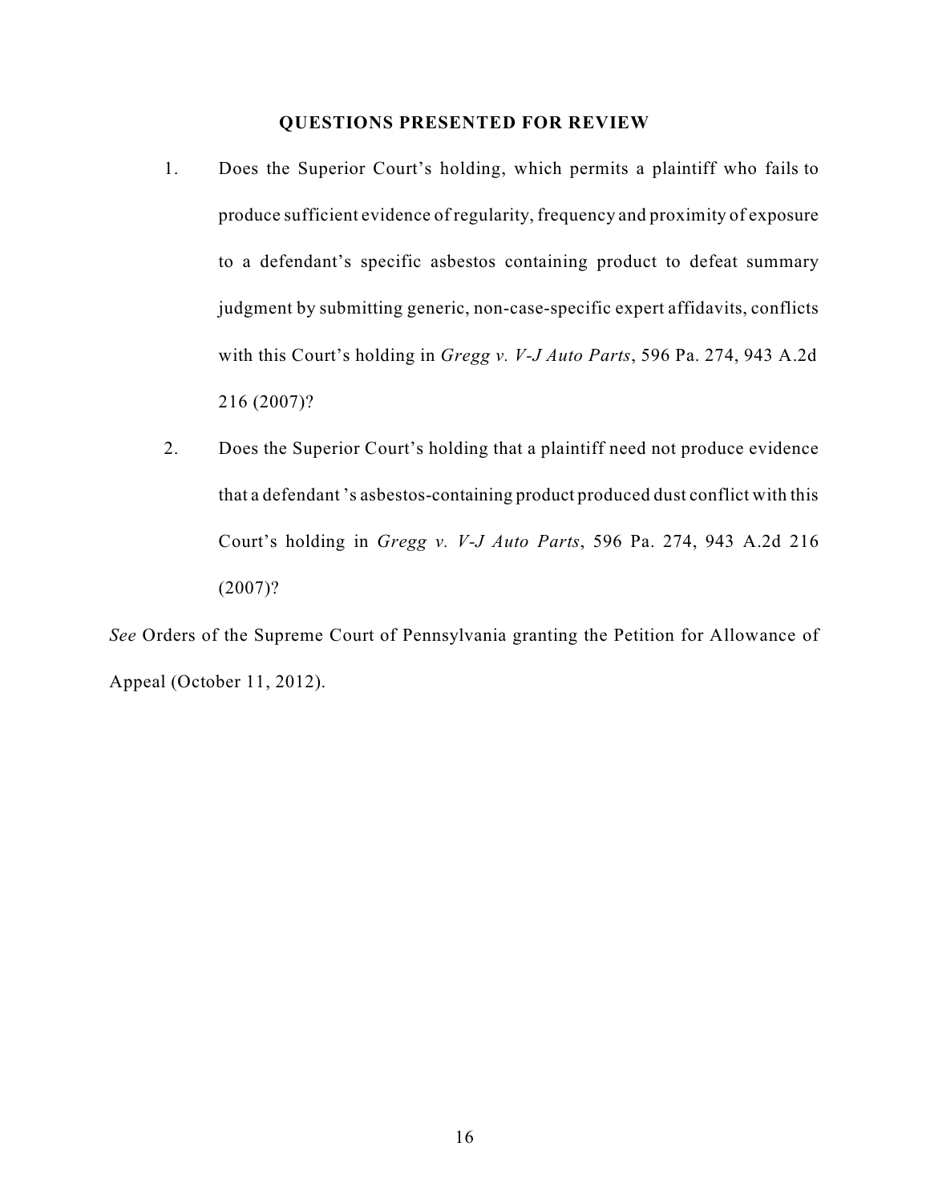## QUESTIONS PRESENTED FOR REVIEW

1. Does the Superior Court's holding, which permits a plaintiff who fails to produce sufficient evidence of regularity, frequency and proximity of exposure to a defendant's specific asbestos containing product to defeat summary judgment by submitting generic, non-case-specific expert affidavits, conflicts with this Court's holding in *Gregg v. V-J Auto Parts*, 596 Pa. 274, 943 A.2d 216 (2007)?

2. Does the Superior Court's holding that a plaintiff need not produce evidence that a defendant 's asbestos-containing product produced dust conflict with this Court's holding in *Gregg v. V-J Auto Parts*, 596 Pa. 274, 943 A.2d 216 (2007)?

*See* Orders of the Supreme Court of Pennsylvania granting the Petition for Allowance of Appeal (October 11, 2012).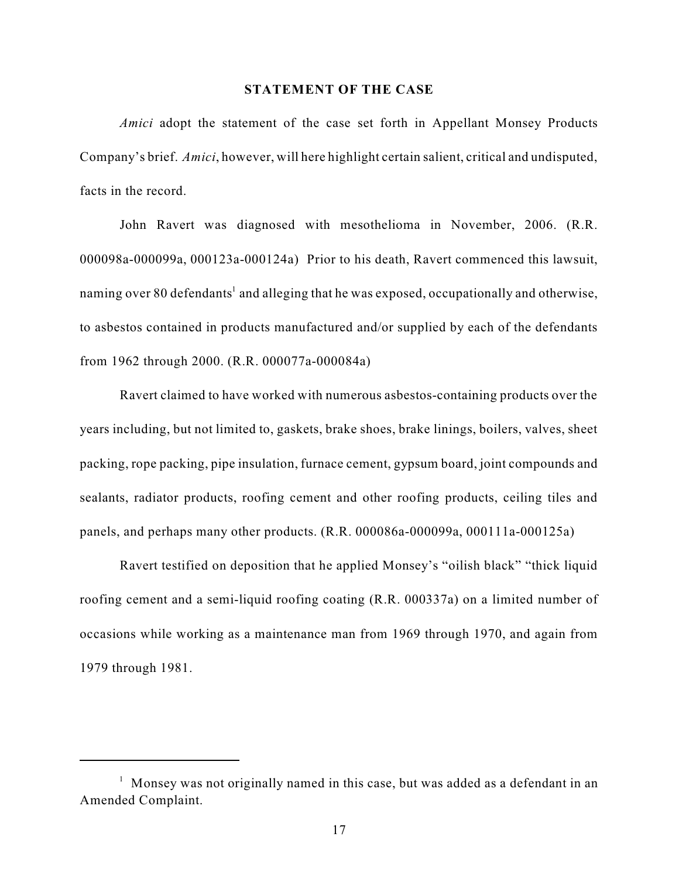## STATEMENT OF THE CASE

*Amici* adopt the statement of the case set forth in Appellant Monsey Products Company's brief. *Amici*, however, will here highlight certain salient, critical and undisputed, facts in the record.

John Ravert was diagnosed with mesothelioma in November, 2006. (R.R. 000098a-000099a, 000123a-000124a) Prior to his death, Ravert commenced this lawsuit, naming over 80 defendants[1] and alleging that he was exposed, occupationally and otherwise, to asbestos contained in products manufactured and/or supplied by each of the defendants from 1962 through 2000. (R.R. 000077a-000084a)

Ravert claimed to have worked with numerous asbestos-containing products over the years including, but not limited to, gaskets, brake shoes, brake linings, boilers, valves, sheet packing, rope packing, pipe insulation, furnace cement, gypsum board, joint compounds and sealants, radiator products, roofing cement and other roofing products, ceiling tiles and panels, and perhaps many other products. (R.R. 000086a-000099a, 000111a-000125a)

Ravert testified on deposition that he applied Monsey's "oilish black" "thick liquid roofing cement and a semi-liquid roofing coating (R.R. 000337a) on a limited number of occasions while working as a maintenance man from 1969 through 1970, and again from 1979 through 1981.

---

[1] Monsey was not originally named in this case, but was added as a defendant in an Amended Complaint.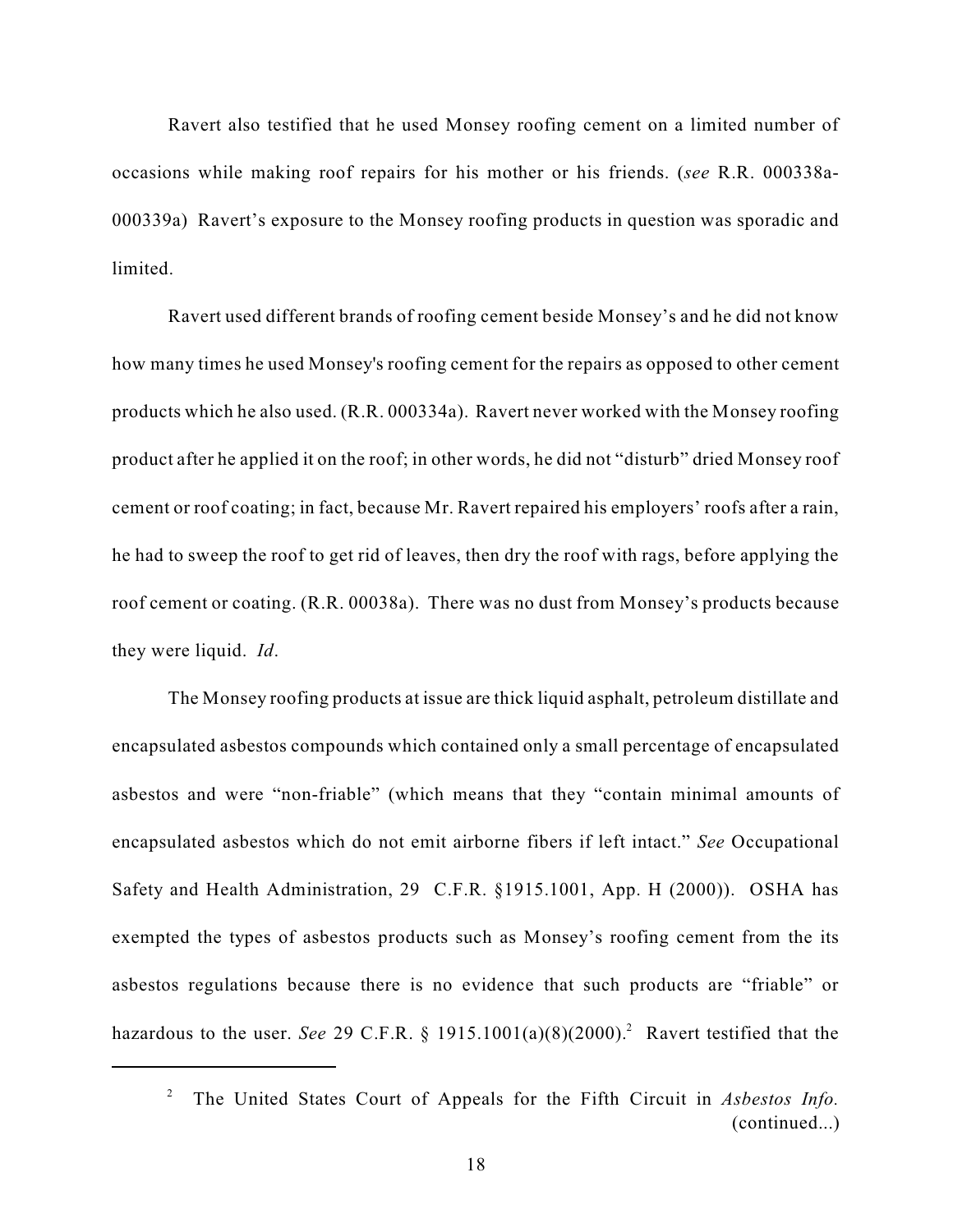Ravert also testified that he used Monsey roofing cement on a limited number of occasions while making roof repairs for his mother or his friends. (*see* R.R. 000338a-000339a) Ravert's exposure to the Monsey roofing products in question was sporadic and limited.

Ravert used different brands of roofing cement beside Monsey's and he did not know how many times he used Monsey's roofing cement for the repairs as opposed to other cement products which he also used. (R.R. 000334a). Ravert never worked with the Monsey roofing product after he applied it on the roof; in other words, he did not "disturb" dried Monsey roof cement or roof coating; in fact, because Mr. Ravert repaired his employers' roofs after a rain, he had to sweep the roof to get rid of leaves, then dry the roof with rags, before applying the roof cement or coating. (R.R. 00038a). There was no dust from Monsey's products because they were liquid. *Id*.

The Monsey roofing products at issue are thick liquid asphalt, petroleum distillate and encapsulated asbestos compounds which contained only a small percentage of encapsulated asbestos and were "non-friable" (which means that they "contain minimal amounts of encapsulated asbestos which do not emit airborne fibers if left intact." *See* Occupational Safety and Health Administration, 29 C.F.R. §1915.1001, App. H (2000)). OSHA has exempted the types of asbestos products such as Monsey's roofing cement from the its asbestos regulations because there is no evidence that such products are "friable" or hazardous to the user. *See* 29 C.F.R. § 1915.1001(a)(8)(2000).[2] Ravert testified that the

[2] The United States Court of Appeals for the Fifth Circuit in *Asbestos Info.* (continued...)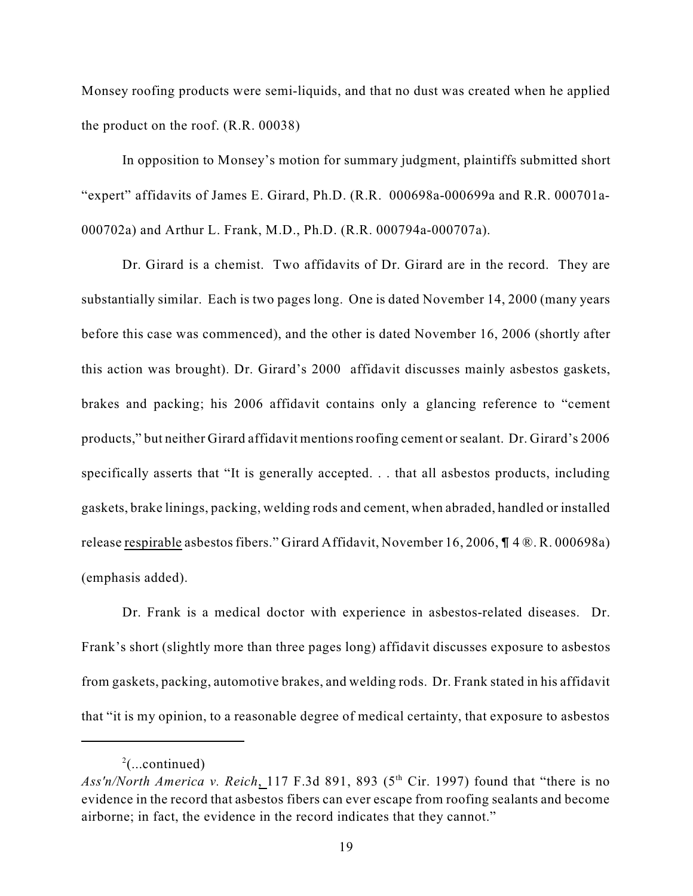Monsey roofing products were semi-liquids, and that no dust was created when he applied the product on the roof. (R.R. 00038)

In opposition to Monsey's motion for summary judgment, plaintiffs submitted short "expert" affidavits of James E. Girard, Ph.D. (R.R. 000698a-000699a and R.R. 000701a-000702a) and Arthur L. Frank, M.D., Ph.D. (R.R. 000794a-000707a).

Dr. Girard is a chemist. Two affidavits of Dr. Girard are in the record. They are substantially similar. Each is two pages long. One is dated November 14, 2000 (many years before this case was commenced), and the other is dated November 16, 2006 (shortly after this action was brought). Dr. Girard's 2000 affidavit discusses mainly asbestos gaskets, brakes and packing; his 2006 affidavit contains only a glancing reference to "cement products," but neither Girard affidavit mentions roofing cement or sealant. Dr. Girard's 2006 specifically asserts that "It is generally accepted. . . that all asbestos products, including gaskets, brake linings, packing, welding rods and cement, when abraded, handled or installed release <u>respirable</u> asbestos fibers." Girard Affidavit, November 16, 2006, ¶ 4 ®. R. 000698a) (emphasis added).

Dr. Frank is a medical doctor with experience in asbestos-related diseases. Dr. Frank's short (slightly more than three pages long) affidavit discusses exposure to asbestos from gaskets, packing, automotive brakes, and welding rods. Dr. Frank stated in his affidavit that "it is my opinion, to a reasonable degree of medical certainty, that exposure to asbestos

---

[2](...continued)
*Ass'n/North America v. Reich*, 117 F.3d 891, 893 (5th Cir. 1997) found that "there is no evidence in the record that asbestos fibers can ever escape from roofing sealants and become airborne; in fact, the evidence in the record indicates that they cannot."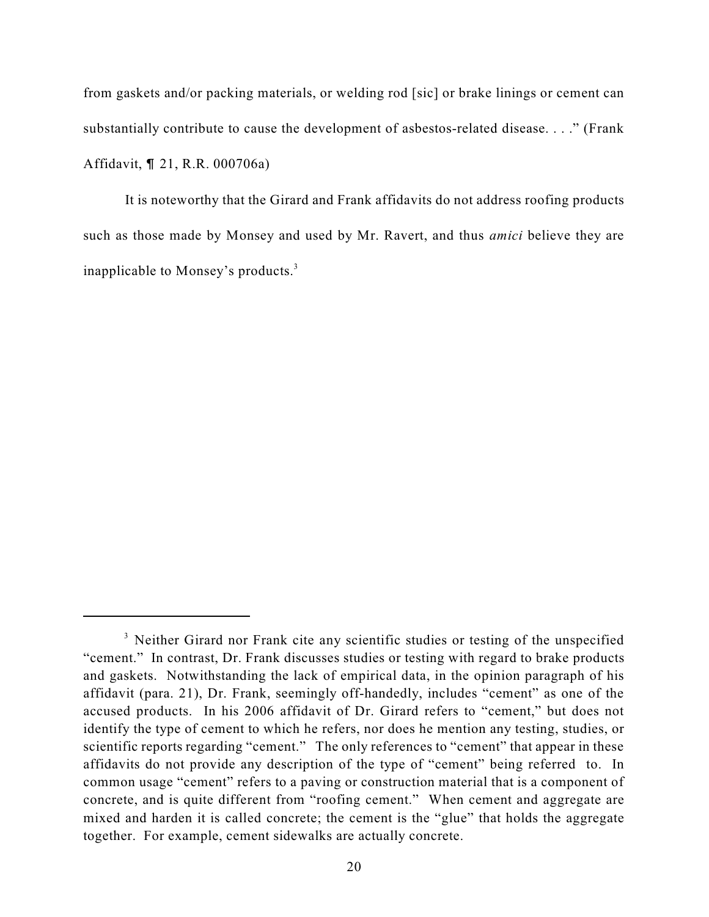from gaskets and/or packing materials, or welding rod [sic] or brake linings or cement can substantially contribute to cause the development of asbestos-related disease. . . ." (Frank Affidavit, ¶ 21, R.R. 000706a)

It is noteworthy that the Girard and Frank affidavits do not address roofing products such as those made by Monsey and used by Mr. Ravert, and thus *amici* believe they are inapplicable to Monsey's products.[3]

---

[3] Neither Girard nor Frank cite any scientific studies or testing of the unspecified "cement." In contrast, Dr. Frank discusses studies or testing with regard to brake products and gaskets. Notwithstanding the lack of empirical data, in the opinion paragraph of his affidavit (para. 21), Dr. Frank, seemingly off-handedly, includes "cement" as one of the accused products. In his 2006 affidavit of Dr. Girard refers to "cement," but does not identify the type of cement to which he refers, nor does he mention any testing, studies, or scientific reports regarding "cement." The only references to "cement" that appear in these affidavits do not provide any description of the type of "cement" being referred to. In common usage "cement" refers to a paving or construction material that is a component of concrete, and is quite different from "roofing cement." When cement and aggregate are mixed and harden it is called concrete; the cement is the "glue" that holds the aggregate together. For example, cement sidewalks are actually concrete.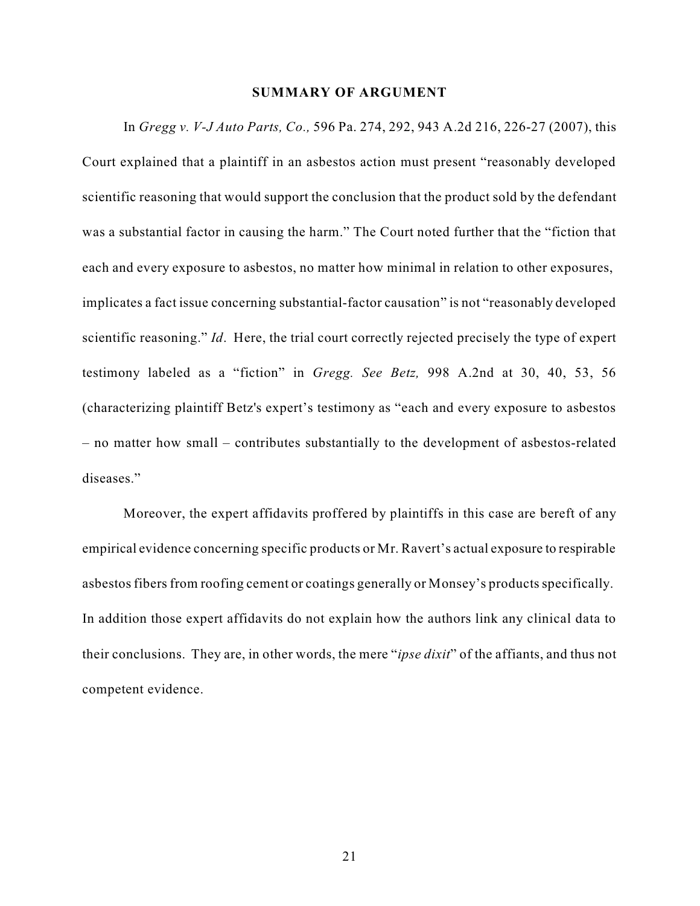## SUMMARY OF ARGUMENT

In *Gregg v. V-J Auto Parts, Co.,* 596 Pa. 274, 292, 943 A.2d 216, 226-27 (2007), this Court explained that a plaintiff in an asbestos action must present "reasonably developed scientific reasoning that would support the conclusion that the product sold by the defendant was a substantial factor in causing the harm." The Court noted further that the "fiction that each and every exposure to asbestos, no matter how minimal in relation to other exposures, implicates a fact issue concerning substantial-factor causation" is not "reasonably developed scientific reasoning." *Id*. Here, the trial court correctly rejected precisely the type of expert testimony labeled as a "fiction" in *Gregg. See Betz,* 998 A.2nd at 30, 40, 53, 56 (characterizing plaintiff Betz's expert's testimony as "each and every exposure to asbestos – no matter how small – contributes substantially to the development of asbestos-related diseases."

Moreover, the expert affidavits proffered by plaintiffs in this case are bereft of any empirical evidence concerning specific products or Mr. Ravert's actual exposure to respirable asbestos fibers from roofing cement or coatings generally or Monsey's products specifically. In addition those expert affidavits do not explain how the authors link any clinical data to their conclusions. They are, in other words, the mere "*ipse dixit*" of the affiants, and thus not competent evidence.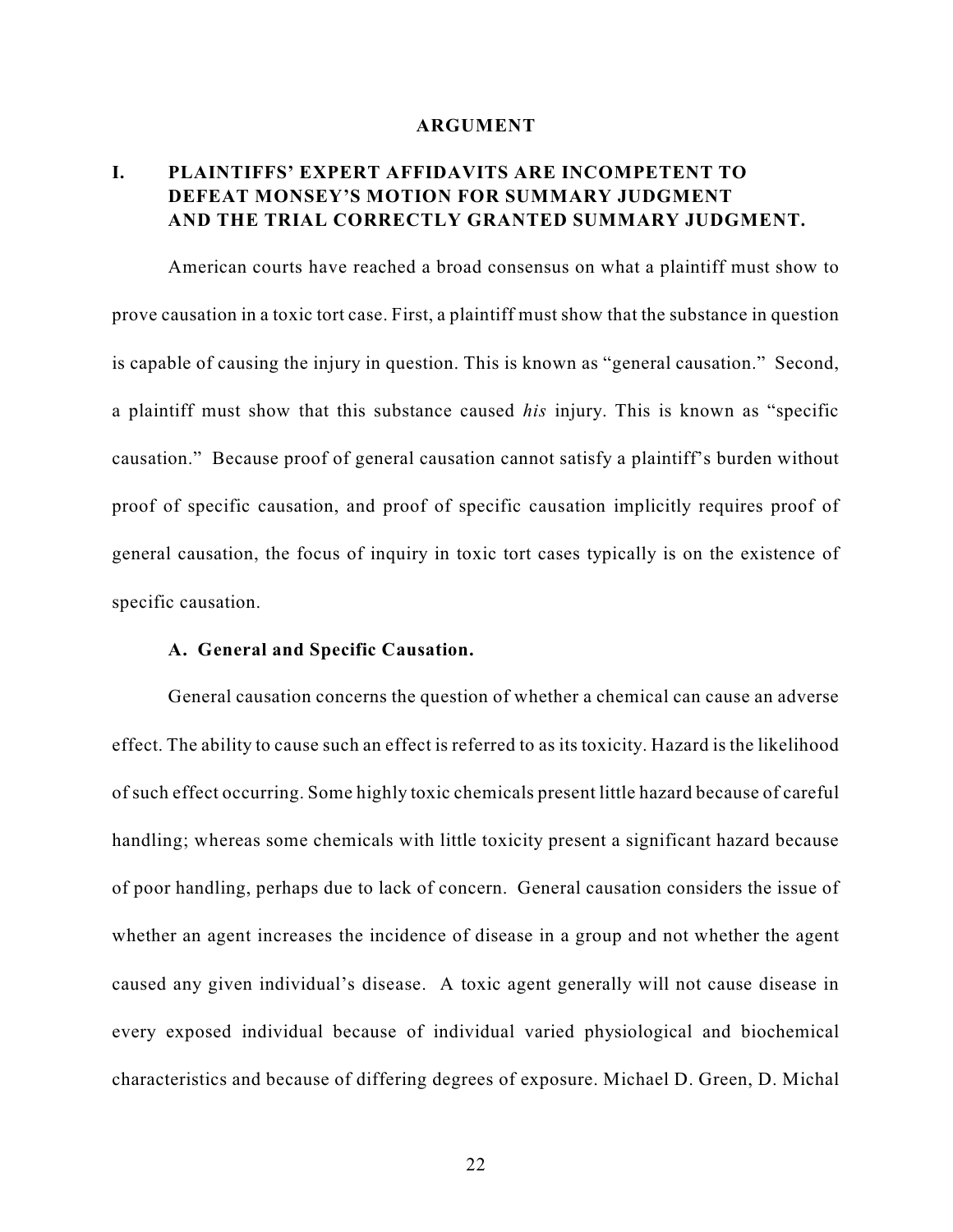## ARGUMENT

### I. PLAINTIFFS' EXPERT AFFIDAVITS ARE INCOMPETENT TO DEFEAT MONSEY'S MOTION FOR SUMMARY JUDGMENT AND THE TRIAL CORRECTLY GRANTED SUMMARY JUDGMENT.

American courts have reached a broad consensus on what a plaintiff must show to prove causation in a toxic tort case. First, a plaintiff must show that the substance in question is capable of causing the injury in question. This is known as "general causation." Second, a plaintiff must show that this substance caused *his* injury. This is known as "specific causation." Because proof of general causation cannot satisfy a plaintiff's burden without proof of specific causation, and proof of specific causation implicitly requires proof of general causation, the focus of inquiry in toxic tort cases typically is on the existence of specific causation.

#### A. General and Specific Causation.

General causation concerns the question of whether a chemical can cause an adverse effect. The ability to cause such an effect is referred to as its toxicity. Hazard is the likelihood of such effect occurring. Some highly toxic chemicals present little hazard because of careful handling; whereas some chemicals with little toxicity present a significant hazard because of poor handling, perhaps due to lack of concern. General causation considers the issue of whether an agent increases the incidence of disease in a group and not whether the agent caused any given individual's disease. A toxic agent generally will not cause disease in every exposed individual because of individual varied physiological and biochemical characteristics and because of differing degrees of exposure. Michael D. Green, D. Michal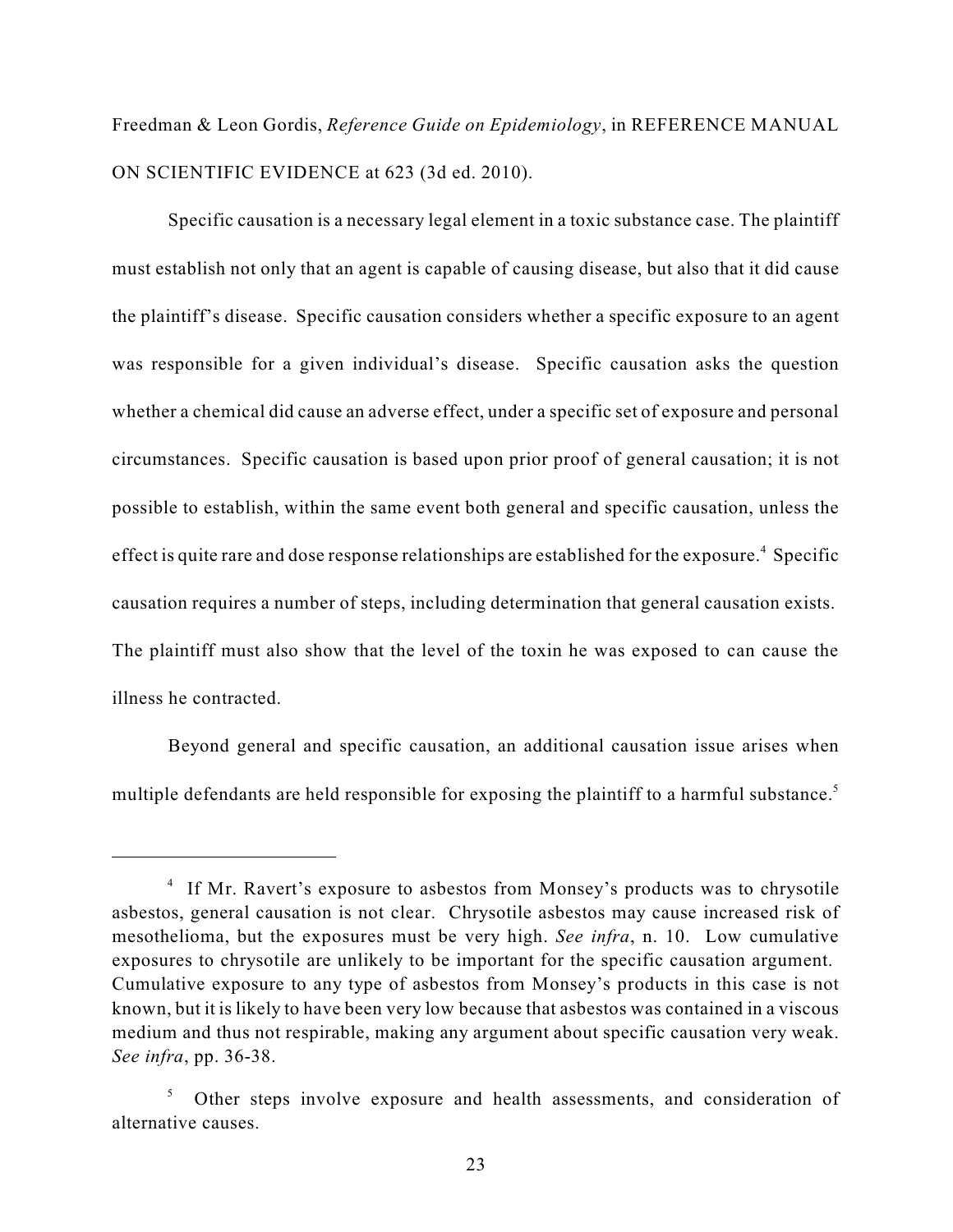Freedman & Leon Gordis, *Reference Guide on Epidemiology*, in REFERENCE MANUAL ON SCIENTIFIC EVIDENCE at 623 (3d ed. 2010).

Specific causation is a necessary legal element in a toxic substance case. The plaintiff must establish not only that an agent is capable of causing disease, but also that it did cause the plaintiff's disease. Specific causation considers whether a specific exposure to an agent was responsible for a given individual's disease. Specific causation asks the question whether a chemical did cause an adverse effect, under a specific set of exposure and personal circumstances. Specific causation is based upon prior proof of general causation; it is not possible to establish, within the same event both general and specific causation, unless the effect is quite rare and dose response relationships are established for the exposure.[4] Specific causation requires a number of steps, including determination that general causation exists. The plaintiff must also show that the level of the toxin he was exposed to can cause the illness he contracted.

Beyond general and specific causation, an additional causation issue arises when multiple defendants are held responsible for exposing the plaintiff to a harmful substance.[5]

---

[4] If Mr. Ravert's exposure to asbestos from Monsey's products was to chrysotile asbestos, general causation is not clear. Chrysotile asbestos may cause increased risk of mesothelioma, but the exposures must be very high. *See infra*, n. 10. Low cumulative exposures to chrysotile are unlikely to be important for the specific causation argument. Cumulative exposure to any type of asbestos from Monsey's products in this case is not known, but it is likely to have been very low because that asbestos was contained in a viscous medium and thus not respirable, making any argument about specific causation very weak. *See infra*, pp. 36-38.

[5] Other steps involve exposure and health assessments, and consideration of alternative causes.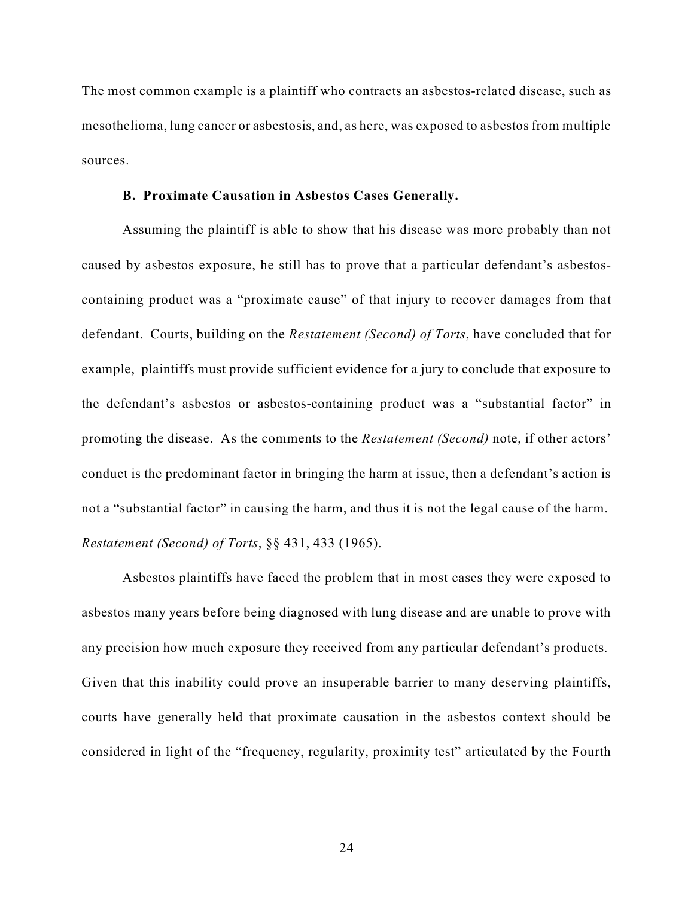The most common example is a plaintiff who contracts an asbestos-related disease, such as mesothelioma, lung cancer or asbestosis, and, as here, was exposed to asbestos from multiple sources.

### B. Proximate Causation in Asbestos Cases Generally.

Assuming the plaintiff is able to show that his disease was more probably than not caused by asbestos exposure, he still has to prove that a particular defendant's asbestos-containing product was a "proximate cause" of that injury to recover damages from that defendant. Courts, building on the *Restatement (Second) of Torts*, have concluded that for example, plaintiffs must provide sufficient evidence for a jury to conclude that exposure to the defendant's asbestos or asbestos-containing product was a "substantial factor" in promoting the disease. As the comments to the *Restatement (Second)* note, if other actors' conduct is the predominant factor in bringing the harm at issue, then a defendant's action is not a "substantial factor" in causing the harm, and thus it is not the legal cause of the harm. *Restatement (Second) of Torts*, §§ 431, 433 (1965).

Asbestos plaintiffs have faced the problem that in most cases they were exposed to asbestos many years before being diagnosed with lung disease and are unable to prove with any precision how much exposure they received from any particular defendant's products. Given that this inability could prove an insuperable barrier to many deserving plaintiffs, courts have generally held that proximate causation in the asbestos context should be considered in light of the "frequency, regularity, proximity test" articulated by the Fourth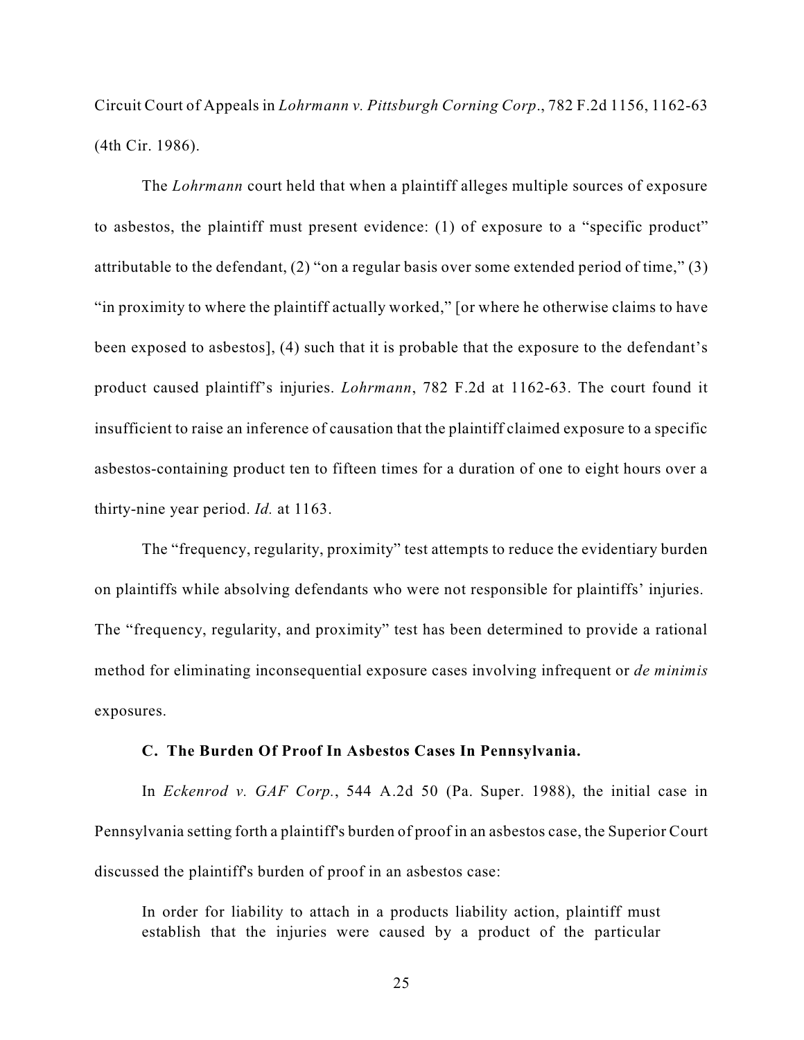Circuit Court of Appeals in *Lohrmann v. Pittsburgh Corning Corp*., 782 F.2d 1156, 1162-63 (4th Cir. 1986).

The *Lohrmann* court held that when a plaintiff alleges multiple sources of exposure to asbestos, the plaintiff must present evidence: (1) of exposure to a "specific product" attributable to the defendant, (2) "on a regular basis over some extended period of time," (3) "in proximity to where the plaintiff actually worked," [or where he otherwise claims to have been exposed to asbestos], (4) such that it is probable that the exposure to the defendant's product caused plaintiff's injuries. *Lohrmann*, 782 F.2d at 1162-63. The court found it insufficient to raise an inference of causation that the plaintiff claimed exposure to a specific asbestos-containing product ten to fifteen times for a duration of one to eight hours over a thirty-nine year period. *Id.* at 1163.

The "frequency, regularity, proximity" test attempts to reduce the evidentiary burden on plaintiffs while absolving defendants who were not responsible for plaintiffs' injuries. The "frequency, regularity, and proximity" test has been determined to provide a rational method for eliminating inconsequential exposure cases involving infrequent or *de minimis* exposures.

### C. The Burden Of Proof In Asbestos Cases In Pennsylvania.

In *Eckenrod v. GAF Corp.*, 544 A.2d 50 (Pa. Super. 1988), the initial case in Pennsylvania setting forth a plaintiff's burden of proof in an asbestos case, the Superior Court discussed the plaintiff's burden of proof in an asbestos case:

> In order for liability to attach in a products liability action, plaintiff must establish that the injuries were caused by a product of the particular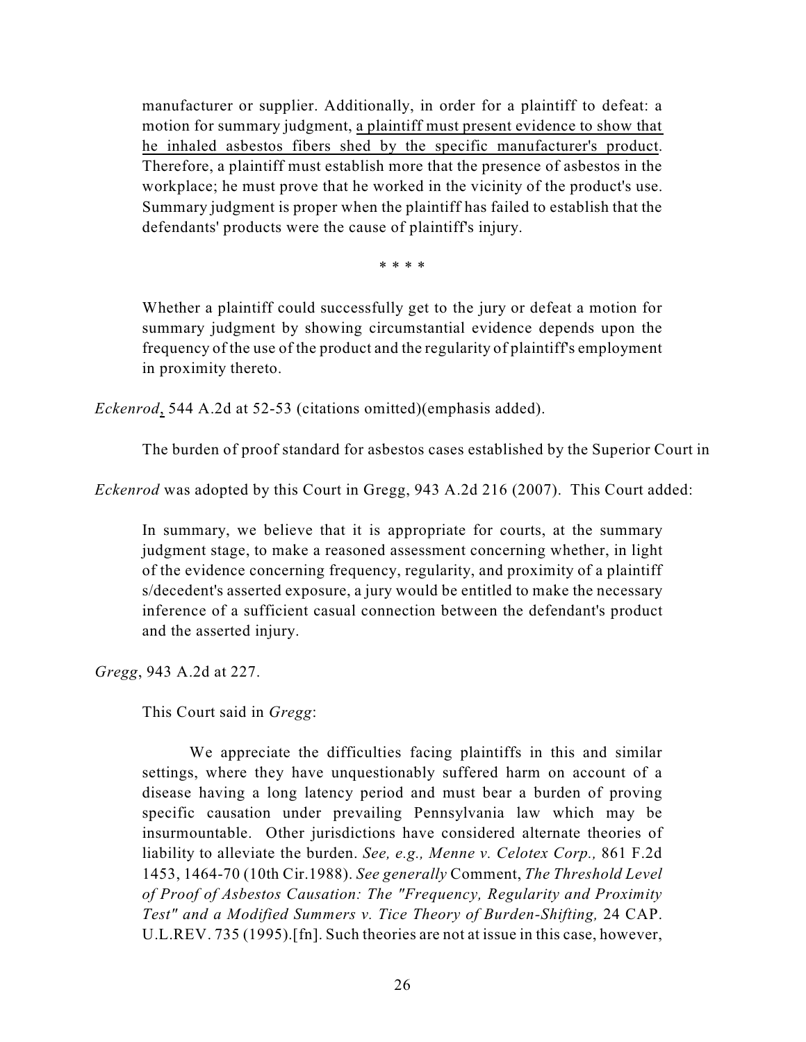> manufacturer or supplier. Additionally, in order for a plaintiff to defeat: a motion for summary judgment, <u>a plaintiff must present evidence to show that he inhaled asbestos fibers shed by the specific manufacturer's product</u>. Therefore, a plaintiff must establish more that the presence of asbestos in the workplace; he must prove that he worked in the vicinity of the product's use. Summary judgment is proper when the plaintiff has failed to establish that the defendants' products were the cause of plaintiff's injury.
>
> \* \* \* \*
>
> Whether a plaintiff could successfully get to the jury or defeat a motion for summary judgment by showing circumstantial evidence depends upon the frequency of the use of the product and the regularity of plaintiff's employment in proximity thereto.

*Eckenrod*, 544 A.2d at 52-53 (citations omitted)(emphasis added).

The burden of proof standard for asbestos cases established by the Superior Court in *Eckenrod* was adopted by this Court in Gregg, 943 A.2d 216 (2007). This Court added:

> In summary, we believe that it is appropriate for courts, at the summary judgment stage, to make a reasoned assessment concerning whether, in light of the evidence concerning frequency, regularity, and proximity of a plaintiff s/decedent's asserted exposure, a jury would be entitled to make the necessary inference of a sufficient casual connection between the defendant's product and the asserted injury.

*Gregg*, 943 A.2d at 227.

This Court said in *Gregg*:

> We appreciate the difficulties facing plaintiffs in this and similar settings, where they have unquestionably suffered harm on account of a disease having a long latency period and must bear a burden of proving specific causation under prevailing Pennsylvania law which may be insurmountable. Other jurisdictions have considered alternate theories of liability to alleviate the burden. *See, e.g., Menne v. Celotex Corp.,* 861 F.2d 1453, 1464-70 (10th Cir.1988). *See generally* Comment, *The Threshold Level of Proof of Asbestos Causation: The "Frequency, Regularity and Proximity Test" and a Modified Summers v. Tice Theory of Burden-Shifting,* 24 CAP. U.L.REV. 735 (1995).[fn]. Such theories are not at issue in this case, however,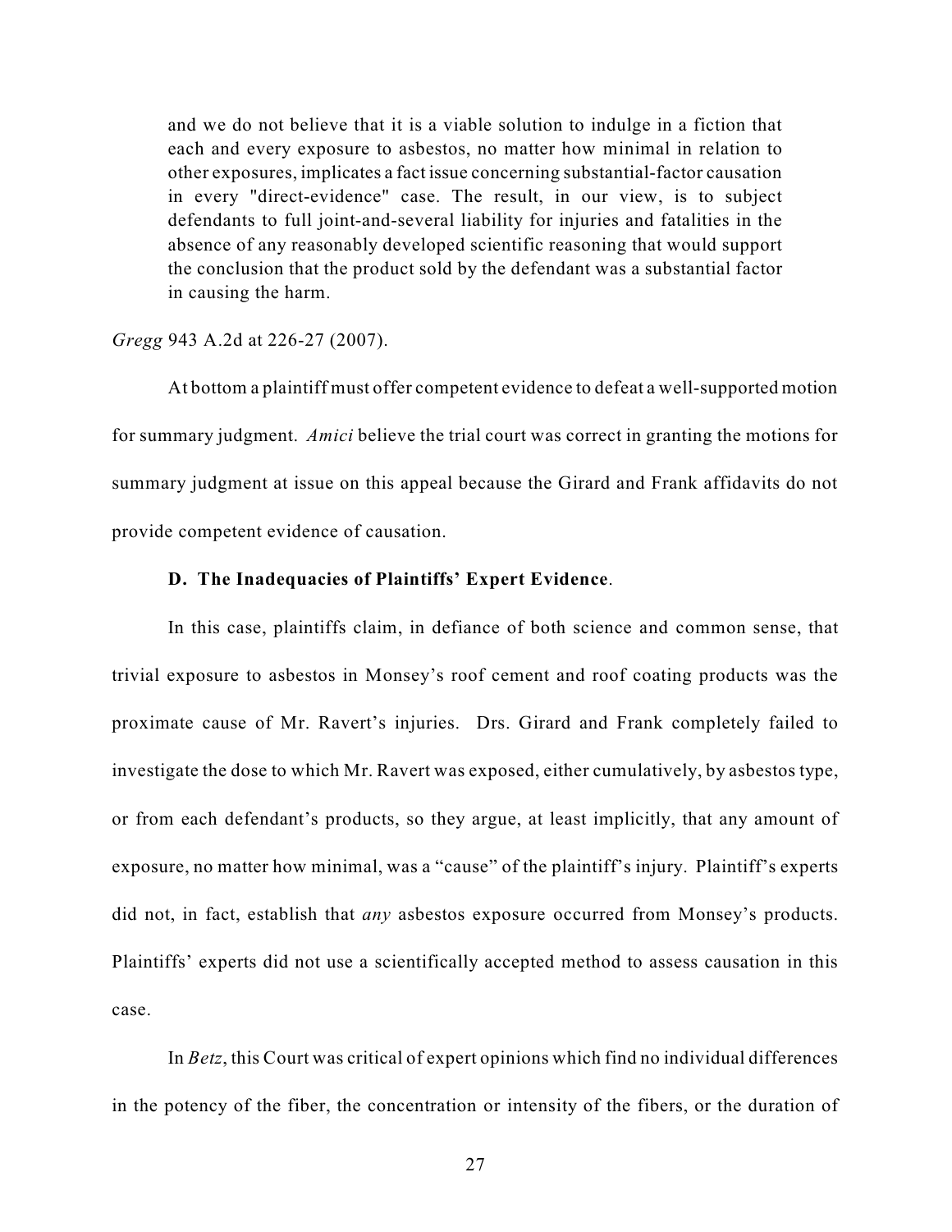> and we do not believe that it is a viable solution to indulge in a fiction that each and every exposure to asbestos, no matter how minimal in relation to other exposures, implicates a fact issue concerning substantial-factor causation in every "direct-evidence" case. The result, in our view, is to subject defendants to full joint-and-several liability for injuries and fatalities in the absence of any reasonably developed scientific reasoning that would support the conclusion that the product sold by the defendant was a substantial factor in causing the harm.

*Gregg* 943 A.2d at 226-27 (2007).

At bottom a plaintiff must offer competent evidence to defeat a well-supported motion for summary judgment. *Amici* believe the trial court was correct in granting the motions for summary judgment at issue on this appeal because the Girard and Frank affidavits do not provide competent evidence of causation.

**D. The Inadequacies of Plaintiffs' Expert Evidence**.

In this case, plaintiffs claim, in defiance of both science and common sense, that trivial exposure to asbestos in Monsey's roof cement and roof coating products was the proximate cause of Mr. Ravert's injuries. Drs. Girard and Frank completely failed to investigate the dose to which Mr. Ravert was exposed, either cumulatively, by asbestos type, or from each defendant's products, so they argue, at least implicitly, that any amount of exposure, no matter how minimal, was a "cause" of the plaintiff's injury. Plaintiff's experts did not, in fact, establish that *any* asbestos exposure occurred from Monsey's products. Plaintiffs' experts did not use a scientifically accepted method to assess causation in this case.

In *Betz*, this Court was critical of expert opinions which find no individual differences in the potency of the fiber, the concentration or intensity of the fibers, or the duration of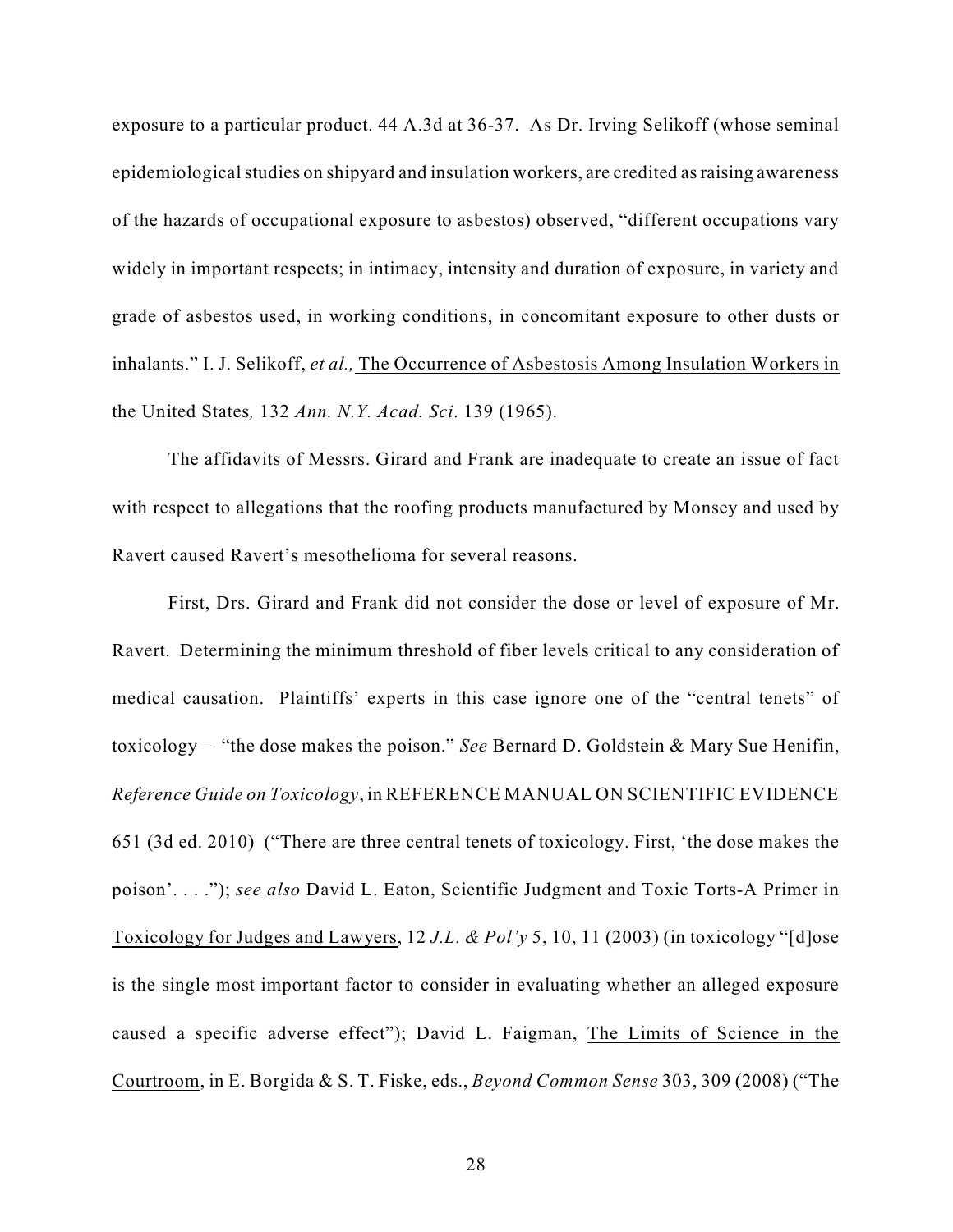exposure to a particular product. 44 A.3d at 36-37. As Dr. Irving Selikoff (whose seminal epidemiological studies on shipyard and insulation workers, are credited as raising awareness of the hazards of occupational exposure to asbestos) observed, "different occupations vary widely in important respects; in intimacy, intensity and duration of exposure, in variety and grade of asbestos used, in working conditions, in concomitant exposure to other dusts or inhalants." I. J. Selikoff, *et al.,* The Occurrence of Asbestosis Among Insulation Workers in the United States*,* 132 *Ann. N.Y. Acad. Sci*. 139 (1965).

The affidavits of Messrs. Girard and Frank are inadequate to create an issue of fact with respect to allegations that the roofing products manufactured by Monsey and used by Ravert caused Ravert's mesothelioma for several reasons.

First, Drs. Girard and Frank did not consider the dose or level of exposure of Mr. Ravert. Determining the minimum threshold of fiber levels critical to any consideration of medical causation. Plaintiffs' experts in this case ignore one of the "central tenets" of toxicology – "the dose makes the poison." *See* Bernard D. Goldstein & Mary Sue Henifin, *Reference Guide on Toxicology*, in REFERENCE MANUAL ON SCIENTIFIC EVIDENCE 651 (3d ed. 2010) ("There are three central tenets of toxicology. First, 'the dose makes the poison'. . . ."); *see also* David L. Eaton, Scientific Judgment and Toxic Torts-A Primer in Toxicology for Judges and Lawyers, 12 *J.L. & Pol'y* 5, 10, 11 (2003) (in toxicology "[d]ose is the single most important factor to consider in evaluating whether an alleged exposure caused a specific adverse effect"); David L. Faigman, The Limits of Science in the Courtroom, in E. Borgida & S. T. Fiske, eds., *Beyond Common Sense* 303, 309 (2008) ("The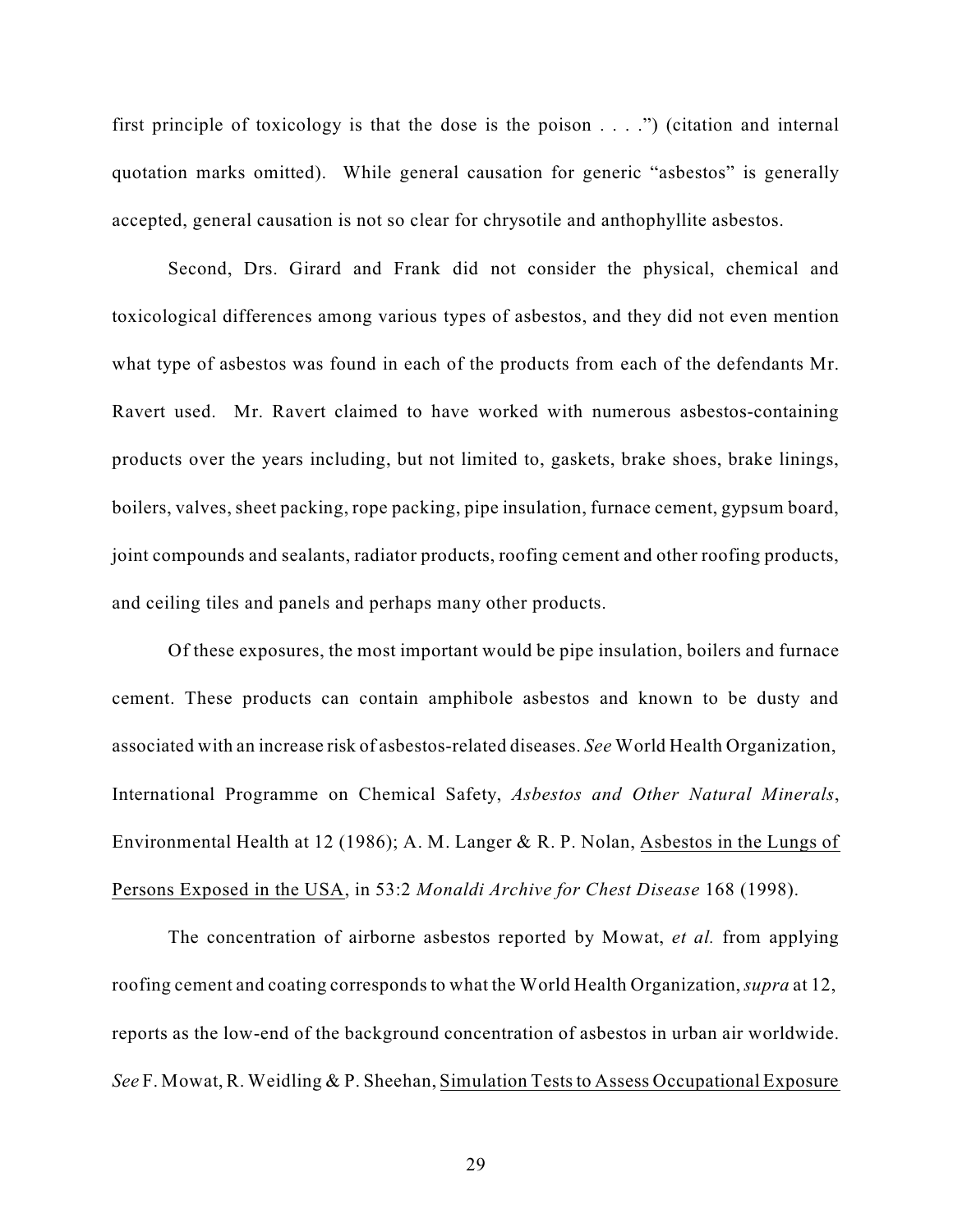first principle of toxicology is that the dose is the poison . . . .") (citation and internal quotation marks omitted). While general causation for generic "asbestos" is generally accepted, general causation is not so clear for chrysotile and anthophyllite asbestos.

Second, Drs. Girard and Frank did not consider the physical, chemical and toxicological differences among various types of asbestos, and they did not even mention what type of asbestos was found in each of the products from each of the defendants Mr. Ravert used. Mr. Ravert claimed to have worked with numerous asbestos-containing products over the years including, but not limited to, gaskets, brake shoes, brake linings, boilers, valves, sheet packing, rope packing, pipe insulation, furnace cement, gypsum board, joint compounds and sealants, radiator products, roofing cement and other roofing products, and ceiling tiles and panels and perhaps many other products.

Of these exposures, the most important would be pipe insulation, boilers and furnace cement. These products can contain amphibole asbestos and known to be dusty and associated with an increase risk of asbestos-related diseases. *See* World Health Organization, International Programme on Chemical Safety, *Asbestos and Other Natural Minerals*, Environmental Health at 12 (1986); A. M. Langer & R. P. Nolan, Asbestos in the Lungs of Persons Exposed in the USA, in 53:2 *Monaldi Archive for Chest Disease* 168 (1998).

The concentration of airborne asbestos reported by Mowat, *et al.* from applying roofing cement and coating corresponds to what the World Health Organization, *supra* at 12, reports as the low-end of the background concentration of asbestos in urban air worldwide. *See* F. Mowat, R. Weidling & P. Sheehan, Simulation Tests to Assess Occupational Exposure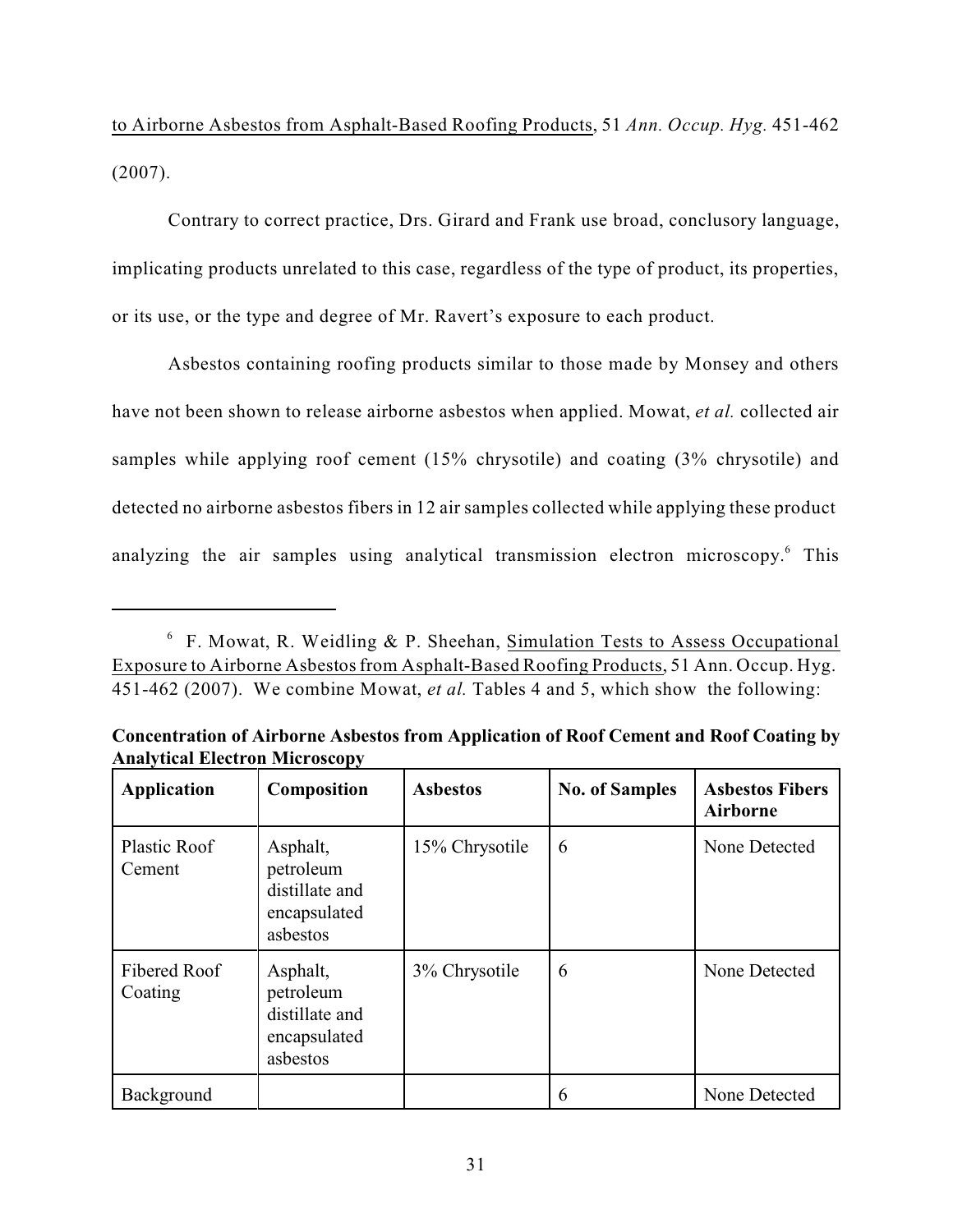to Airborne Asbestos from Asphalt-Based Roofing Products, 51 *Ann. Occup. Hyg.* 451-462 (2007).

Contrary to correct practice, Drs. Girard and Frank use broad, conclusory language, implicating products unrelated to this case, regardless of the type of product, its properties, or its use, or the type and degree of Mr. Ravert's exposure to each product.

Asbestos containing roofing products similar to those made by Monsey and others have not been shown to release airborne asbestos when applied. Mowat, *et al.* collected air samples while applying roof cement (15% chrysotile) and coating (3% chrysotile) and detected no airborne asbestos fibers in 12 air samples collected while applying these product analyzing the air samples using analytical transmission electron microscopy.[6] This

---

[6] F. Mowat, R. Weidling & P. Sheehan, Simulation Tests to Assess Occupational Exposure to Airborne Asbestos from Asphalt-Based Roofing Products, 51 Ann. Occup. Hyg. 451-462 (2007). We combine Mowat, *et al.* Tables 4 and 5, which show the following:

**Concentration of Airborne Asbestos from Application of Roof Cement and Roof Coating by Analytical Electron Microscopy**

| Application | Composition | Asbestos | No. of Samples | Asbestos Fibers Airborne |
|---|---|---|---|---|
| Plastic Roof Cement | Asphalt, petroleum distillate and encapsulated asbestos | 15% Chrysotile | 6 | None Detected |
| Fibered Roof Coating | Asphalt, petroleum distillate and encapsulated asbestos | 3% Chrysotile | 6 | None Detected |
| Background | | | 6 | None Detected |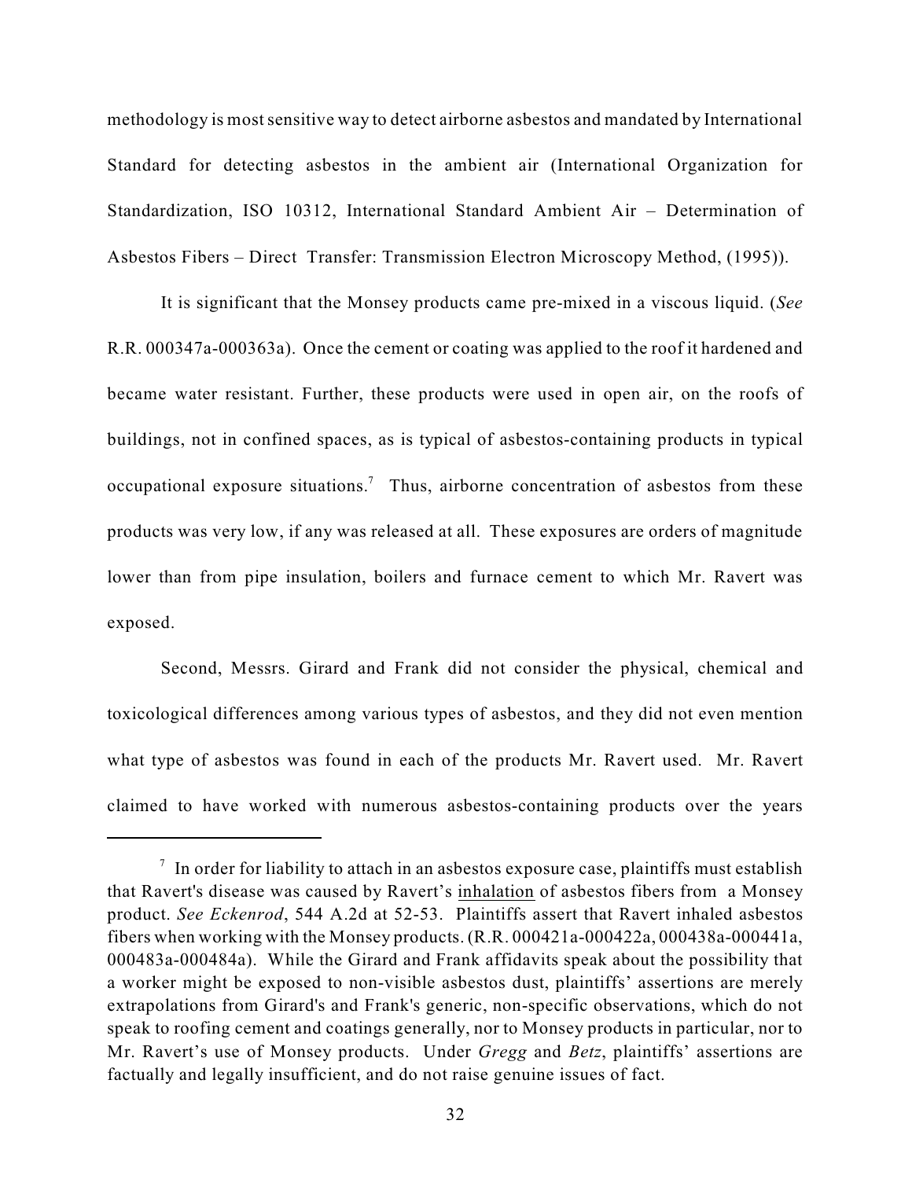methodology is most sensitive way to detect airborne asbestos and mandated by International Standard for detecting asbestos in the ambient air (International Organization for Standardization, ISO 10312, International Standard Ambient Air – Determination of Asbestos Fibers – Direct Transfer: Transmission Electron Microscopy Method, (1995)).

It is significant that the Monsey products came pre-mixed in a viscous liquid. (*See* R.R. 000347a-000363a). Once the cement or coating was applied to the roof it hardened and became water resistant. Further, these products were used in open air, on the roofs of buildings, not in confined spaces, as is typical of asbestos-containing products in typical occupational exposure situations.[7] Thus, airborne concentration of asbestos from these products was very low, if any was released at all. These exposures are orders of magnitude lower than from pipe insulation, boilers and furnace cement to which Mr. Ravert was exposed.

Second, Messrs. Girard and Frank did not consider the physical, chemical and toxicological differences among various types of asbestos, and they did not even mention what type of asbestos was found in each of the products Mr. Ravert used. Mr. Ravert claimed to have worked with numerous asbestos-containing products over the years

---

[7] In order for liability to attach in an asbestos exposure case, plaintiffs must establish that Ravert's disease was caused by Ravert's <u>inhalation</u> of asbestos fibers from a Monsey product. *See Eckenrod*, 544 A.2d at 52-53. Plaintiffs assert that Ravert inhaled asbestos fibers when working with the Monsey products. (R.R. 000421a-000422a, 000438a-000441a, 000483a-000484a). While the Girard and Frank affidavits speak about the possibility that a worker might be exposed to non-visible asbestos dust, plaintiffs' assertions are merely extrapolations from Girard's and Frank's generic, non-specific observations, which do not speak to roofing cement and coatings generally, nor to Monsey products in particular, nor to Mr. Ravert's use of Monsey products. Under *Gregg* and *Betz*, plaintiffs' assertions are factually and legally insufficient, and do not raise genuine issues of fact.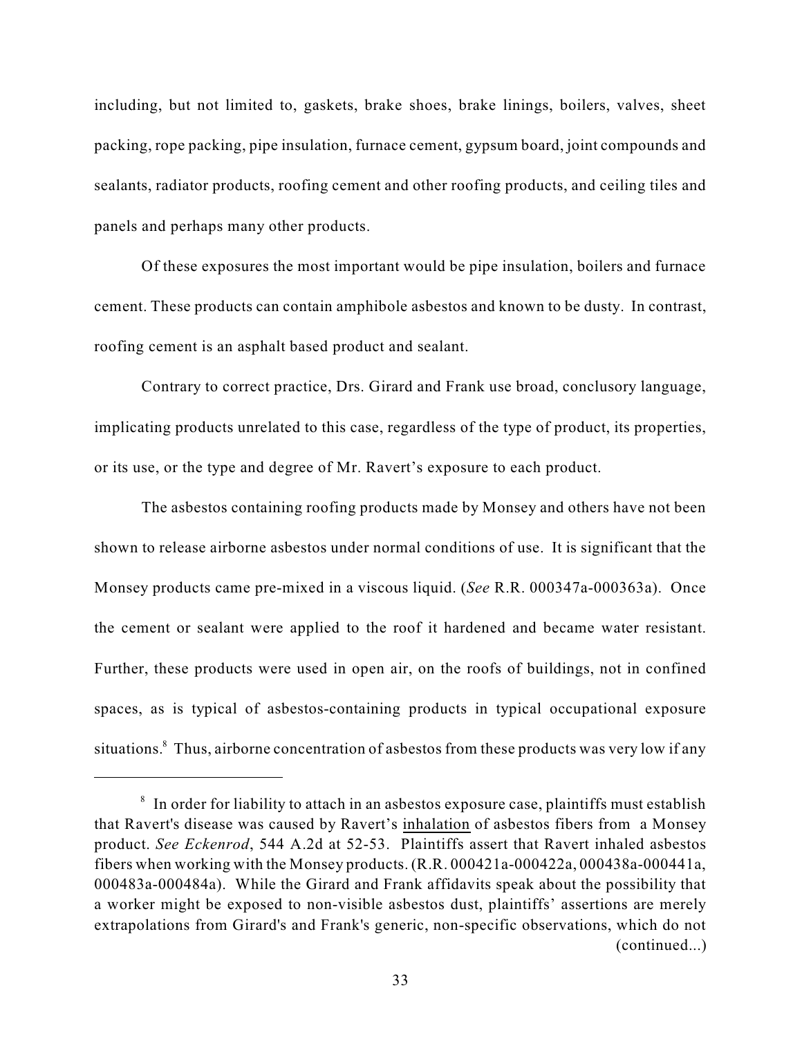including, but not limited to, gaskets, brake shoes, brake linings, boilers, valves, sheet packing, rope packing, pipe insulation, furnace cement, gypsum board, joint compounds and sealants, radiator products, roofing cement and other roofing products, and ceiling tiles and panels and perhaps many other products.

Of these exposures the most important would be pipe insulation, boilers and furnace cement. These products can contain amphibole asbestos and known to be dusty. In contrast, roofing cement is an asphalt based product and sealant.

Contrary to correct practice, Drs. Girard and Frank use broad, conclusory language, implicating products unrelated to this case, regardless of the type of product, its properties, or its use, or the type and degree of Mr. Ravert's exposure to each product.

The asbestos containing roofing products made by Monsey and others have not been shown to release airborne asbestos under normal conditions of use. It is significant that the Monsey products came pre-mixed in a viscous liquid. (*See* R.R. 000347a-000363a). Once the cement or sealant were applied to the roof it hardened and became water resistant. Further, these products were used in open air, on the roofs of buildings, not in confined spaces, as is typical of asbestos-containing products in typical occupational exposure situations.[8] Thus, airborne concentration of asbestos from these products was very low if any

---

[8] In order for liability to attach in an asbestos exposure case, plaintiffs must establish that Ravert's disease was caused by Ravert's <u>inhalation</u> of asbestos fibers from a Monsey product. *See Eckenrod*, 544 A.2d at 52-53. Plaintiffs assert that Ravert inhaled asbestos fibers when working with the Monsey products. (R.R. 000421a-000422a, 000438a-000441a, 000483a-000484a). While the Girard and Frank affidavits speak about the possibility that a worker might be exposed to non-visible asbestos dust, plaintiffs' assertions are merely extrapolations from Girard's and Frank's generic, non-specific observations, which do not (continued...)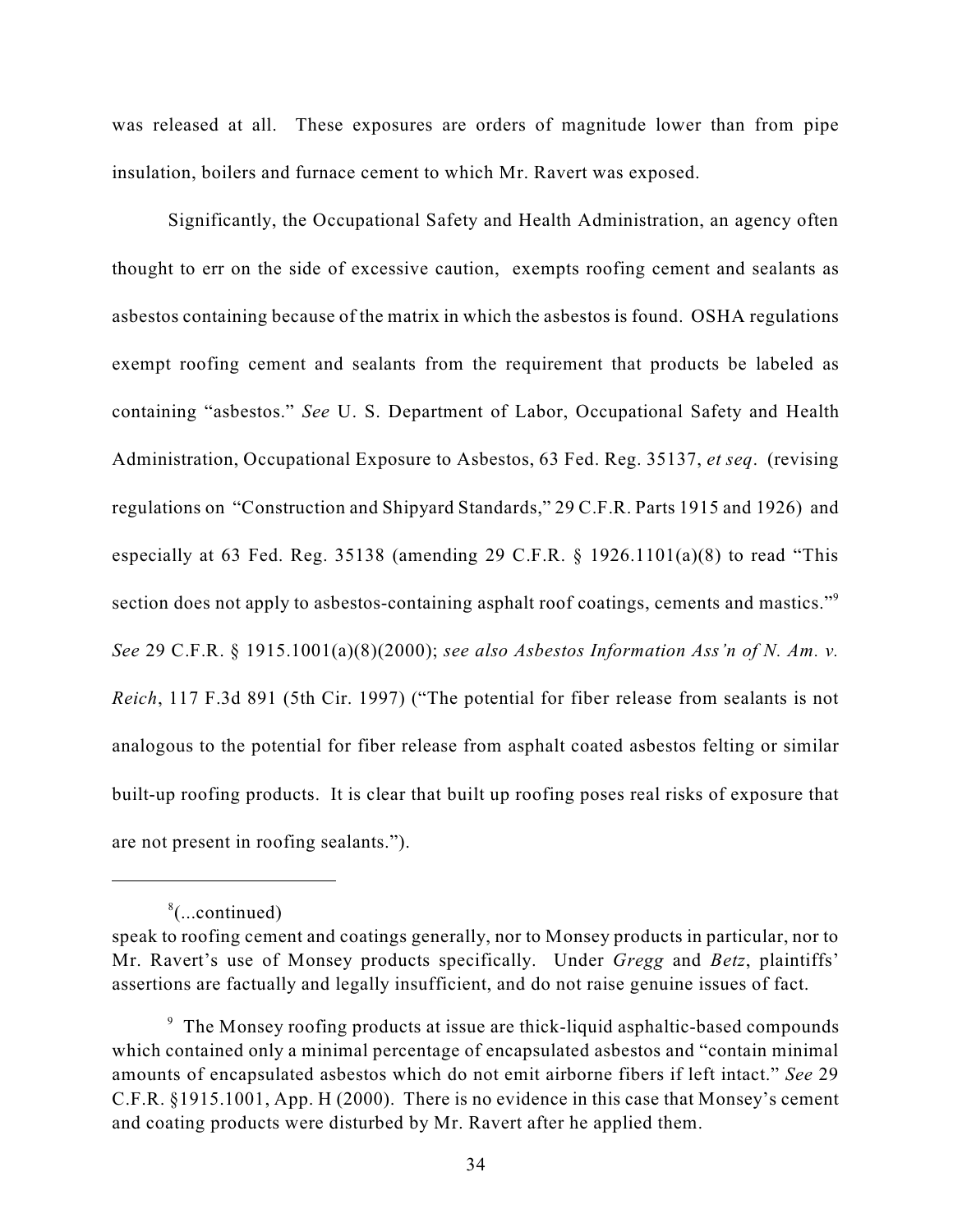was released at all. These exposures are orders of magnitude lower than from pipe insulation, boilers and furnace cement to which Mr. Ravert was exposed.

Significantly, the Occupational Safety and Health Administration, an agency often thought to err on the side of excessive caution, exempts roofing cement and sealants as asbestos containing because of the matrix in which the asbestos is found. OSHA regulations exempt roofing cement and sealants from the requirement that products be labeled as containing "asbestos." *See* U. S. Department of Labor, Occupational Safety and Health Administration, Occupational Exposure to Asbestos, 63 Fed. Reg. 35137, *et seq*. (revising regulations on "Construction and Shipyard Standards," 29 C.F.R. Parts 1915 and 1926) and especially at 63 Fed. Reg. 35138 (amending 29 C.F.R. § 1926.1101(a)(8) to read "This section does not apply to asbestos-containing asphalt roof coatings, cements and mastics."[9] *See* 29 C.F.R. § 1915.1001(a)(8)(2000); *see also Asbestos Information Ass'n of N. Am. v. Reich*, 117 F.3d 891 (5th Cir. 1997) ("The potential for fiber release from sealants is not analogous to the potential for fiber release from asphalt coated asbestos felting or similar built-up roofing products. It is clear that built up roofing poses real risks of exposure that are not present in roofing sealants.").

---

[8](...continued)
speak to roofing cement and coatings generally, nor to Monsey products in particular, nor to Mr. Ravert's use of Monsey products specifically. Under *Gregg* and *Betz*, plaintiffs' assertions are factually and legally insufficient, and do not raise genuine issues of fact.

[9] The Monsey roofing products at issue are thick-liquid asphaltic-based compounds which contained only a minimal percentage of encapsulated asbestos and "contain minimal amounts of encapsulated asbestos which do not emit airborne fibers if left intact." *See* 29 C.F.R. §1915.1001, App. H (2000). There is no evidence in this case that Monsey's cement and coating products were disturbed by Mr. Ravert after he applied them.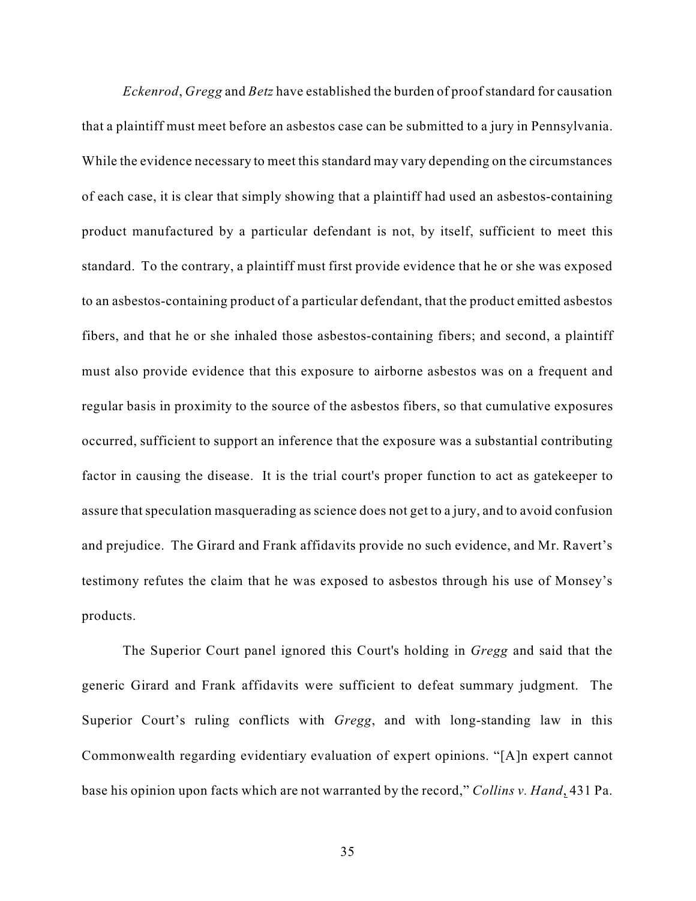*Eckenrod*, *Gregg* and *Betz* have established the burden of proof standard for causation that a plaintiff must meet before an asbestos case can be submitted to a jury in Pennsylvania. While the evidence necessary to meet this standard may vary depending on the circumstances of each case, it is clear that simply showing that a plaintiff had used an asbestos-containing product manufactured by a particular defendant is not, by itself, sufficient to meet this standard. To the contrary, a plaintiff must first provide evidence that he or she was exposed to an asbestos-containing product of a particular defendant, that the product emitted asbestos fibers, and that he or she inhaled those asbestos-containing fibers; and second, a plaintiff must also provide evidence that this exposure to airborne asbestos was on a frequent and regular basis in proximity to the source of the asbestos fibers, so that cumulative exposures occurred, sufficient to support an inference that the exposure was a substantial contributing factor in causing the disease. It is the trial court's proper function to act as gatekeeper to assure that speculation masquerading as science does not get to a jury, and to avoid confusion and prejudice. The Girard and Frank affidavits provide no such evidence, and Mr. Ravert's testimony refutes the claim that he was exposed to asbestos through his use of Monsey's products.

The Superior Court panel ignored this Court's holding in *Gregg* and said that the generic Girard and Frank affidavits were sufficient to defeat summary judgment. The Superior Court's ruling conflicts with *Gregg*, and with long-standing law in this Commonwealth regarding evidentiary evaluation of expert opinions. "[A]n expert cannot base his opinion upon facts which are not warranted by the record," *Collins v. Hand*, 431 Pa.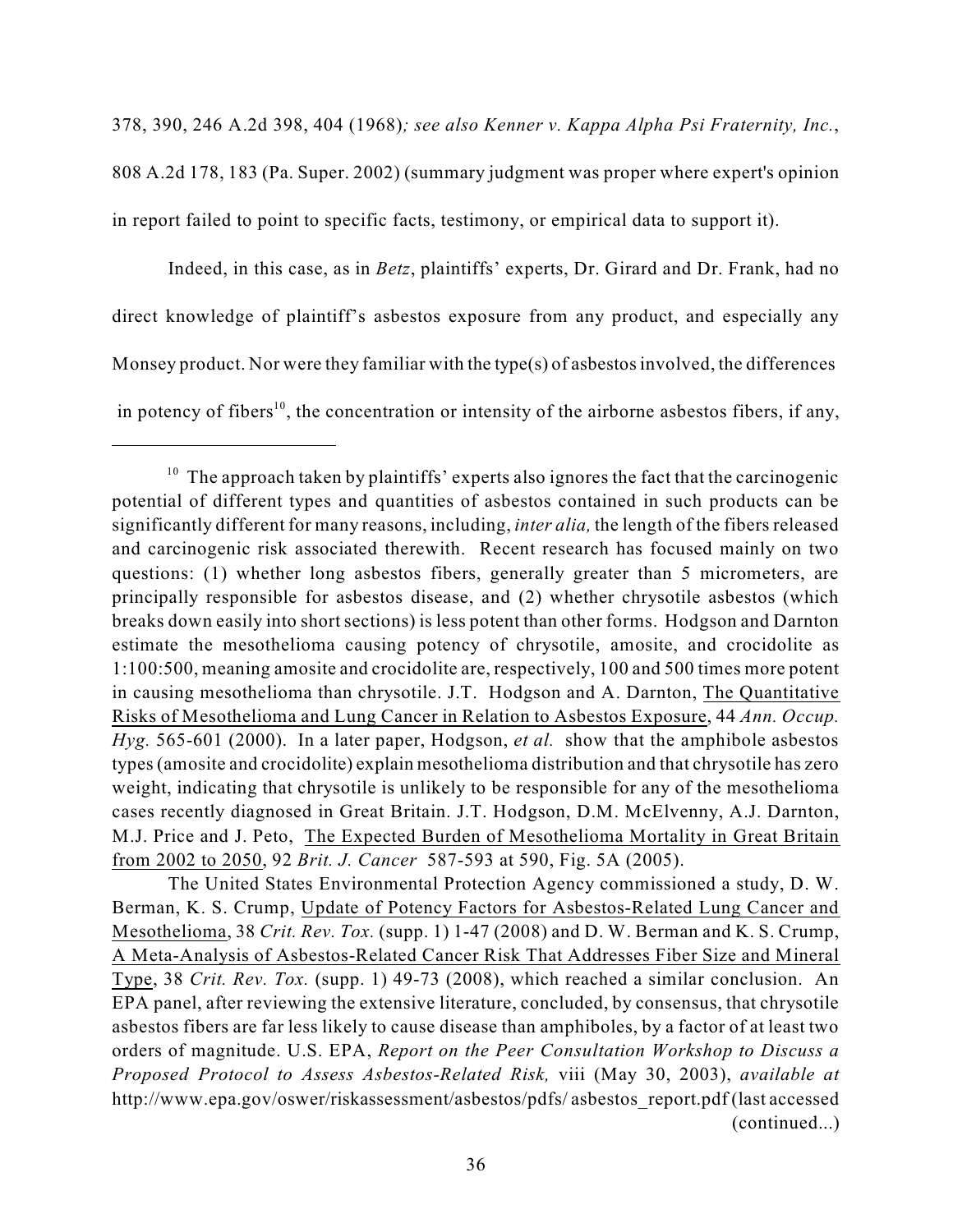378, 390, 246 A.2d 398, 404 (1968)*; see also Kenner v. Kappa Alpha Psi Fraternity, Inc.*, 808 A.2d 178, 183 (Pa. Super. 2002) (summary judgment was proper where expert's opinion in report failed to point to specific facts, testimony, or empirical data to support it).

Indeed, in this case, as in *Betz*, plaintiffs' experts, Dr. Girard and Dr. Frank, had no direct knowledge of plaintiff's asbestos exposure from any product, and especially any Monsey product. Nor were they familiar with the type(s) of asbestos involved, the differences in potency of fibers[10], the concentration or intensity of the airborne asbestos fibers, if any,

---

[10] The approach taken by plaintiffs' experts also ignores the fact that the carcinogenic potential of different types and quantities of asbestos contained in such products can be significantly different for many reasons, including, *inter alia,* the length of the fibers released and carcinogenic risk associated therewith. Recent research has focused mainly on two questions: (1) whether long asbestos fibers, generally greater than 5 micrometers, are principally responsible for asbestos disease, and (2) whether chrysotile asbestos (which breaks down easily into short sections) is less potent than other forms. Hodgson and Darnton estimate the mesothelioma causing potency of chrysotile, amosite, and crocidolite as 1:100:500, meaning amosite and crocidolite are, respectively, 100 and 500 times more potent in causing mesothelioma than chrysotile. J.T. Hodgson and A. Darnton, The Quantitative Risks of Mesothelioma and Lung Cancer in Relation to Asbestos Exposure, 44 *Ann. Occup. Hyg.* 565-601 (2000). In a later paper, Hodgson, *et al.* show that the amphibole asbestos types (amosite and crocidolite) explain mesothelioma distribution and that chrysotile has zero weight, indicating that chrysotile is unlikely to be responsible for any of the mesothelioma cases recently diagnosed in Great Britain. J.T. Hodgson, D.M. McElvenny, A.J. Darnton, M.J. Price and J. Peto, The Expected Burden of Mesothelioma Mortality in Great Britain from 2002 to 2050, 92 *Brit. J. Cancer* 587-593 at 590, Fig. 5A (2005).

The United States Environmental Protection Agency commissioned a study, D. W. Berman, K. S. Crump, Update of Potency Factors for Asbestos-Related Lung Cancer and Mesothelioma, 38 *Crit. Rev. Tox.* (supp. 1) 1-47 (2008) and D. W. Berman and K. S. Crump, A Meta-Analysis of Asbestos-Related Cancer Risk That Addresses Fiber Size and Mineral Type, 38 *Crit. Rev. Tox.* (supp. 1) 49-73 (2008), which reached a similar conclusion. An EPA panel, after reviewing the extensive literature, concluded, by consensus, that chrysotile asbestos fibers are far less likely to cause disease than amphiboles, by a factor of at least two orders of magnitude. U.S. EPA, *Report on the Peer Consultation Workshop to Discuss a Proposed Protocol to Assess Asbestos-Related Risk,* viii (May 30, 2003), *available at* http://www.epa.gov/oswer/riskassessment/asbestos/pdfs/ asbestos_report.pdf (last accessed (continued...)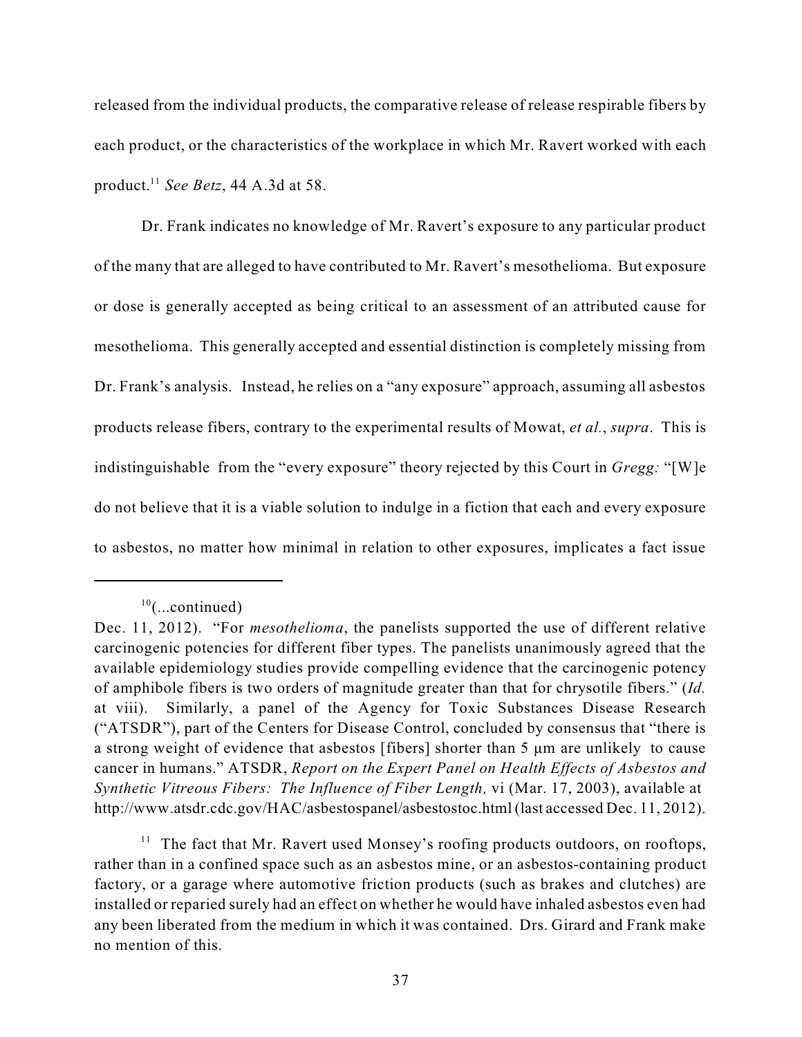released from the individual products, the comparative release of release respirable fibers by each product, or the characteristics of the workplace in which Mr. Ravert worked with each product.[11] *See Betz*, 44 A.3d at 58.

Dr. Frank indicates no knowledge of Mr. Ravert's exposure to any particular product of the many that are alleged to have contributed to Mr. Ravert's mesothelioma. But exposure or dose is generally accepted as being critical to an assessment of an attributed cause for mesothelioma. This generally accepted and essential distinction is completely missing from Dr. Frank's analysis. Instead, he relies on a "any exposure" approach, assuming all asbestos products release fibers, contrary to the experimental results of Mowat, *et al.*, *supra*. This is indistinguishable from the "every exposure" theory rejected by this Court in *Gregg:* "[W]e do not believe that it is a viable solution to indulge in a fiction that each and every exposure to asbestos, no matter how minimal in relation to other exposures, implicates a fact issue

---

[10](...continued)
Dec. 11, 2012). "For *mesothelioma*, the panelists supported the use of different relative carcinogenic potencies for different fiber types. The panelists unanimously agreed that the available epidemiology studies provide compelling evidence that the carcinogenic potency of amphibole fibers is two orders of magnitude greater than that for chrysotile fibers." (*Id.* at viii). Similarly, a panel of the Agency for Toxic Substances Disease Research ("ATSDR"), part of the Centers for Disease Control, concluded by consensus that "there is a strong weight of evidence that asbestos [fibers] shorter than 5 µm are unlikely to cause cancer in humans." ATSDR, *Report on the Expert Panel on Health Effects of Asbestos and Synthetic Vitreous Fibers: The Influence of Fiber Length,* vi (Mar. 17, 2003), available at http://www.atsdr.cdc.gov/HAC/asbestospanel/asbestostoc.html (last accessed Dec. 11, 2012).

[11] The fact that Mr. Ravert used Monsey's roofing products outdoors, on rooftops, rather than in a confined space such as an asbestos mine, or an asbestos-containing product factory, or a garage where automotive friction products (such as brakes and clutches) are installed or reparied surely had an effect on whether he would have inhaled asbestos even had any been liberated from the medium in which it was contained. Drs. Girard and Frank make no mention of this.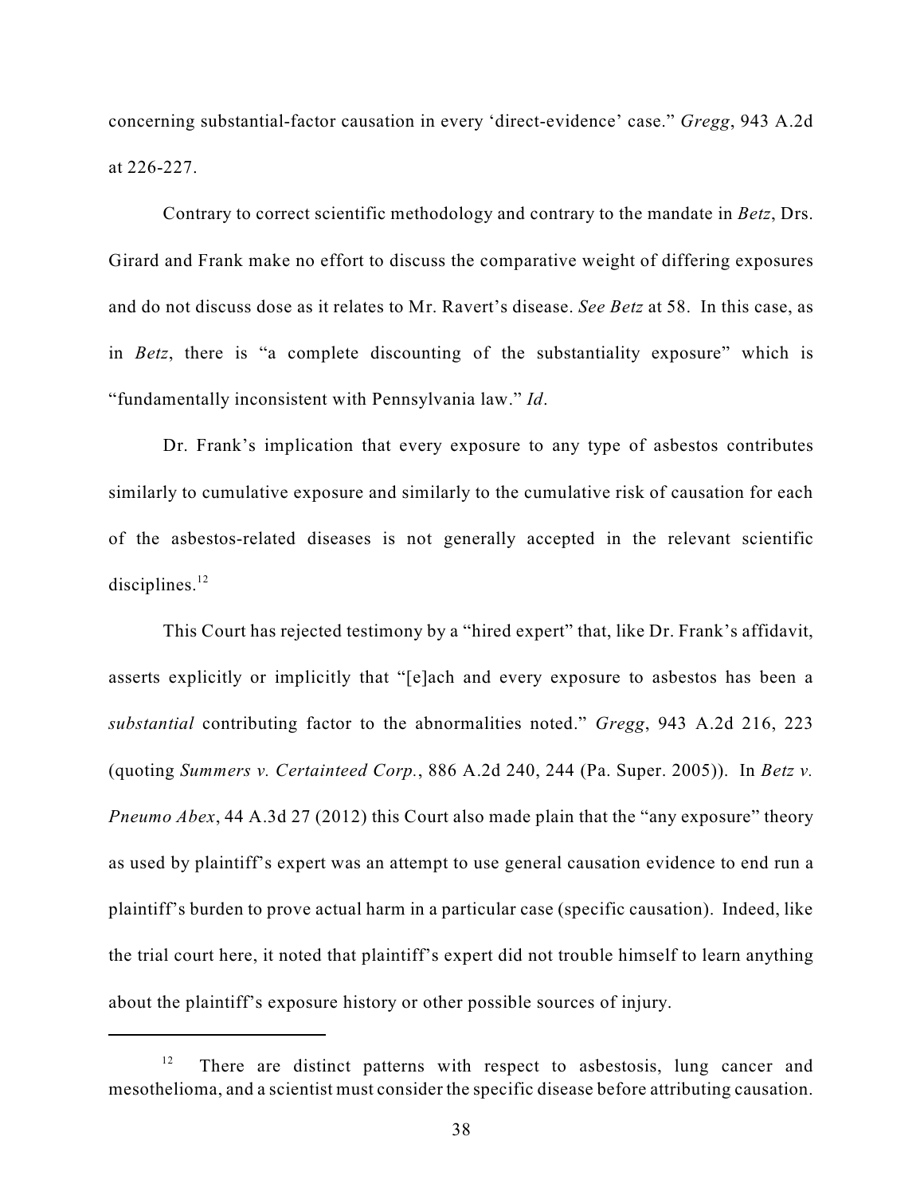concerning substantial-factor causation in every 'direct-evidence' case." *Gregg*, 943 A.2d at 226-227.

Contrary to correct scientific methodology and contrary to the mandate in *Betz*, Drs. Girard and Frank make no effort to discuss the comparative weight of differing exposures and do not discuss dose as it relates to Mr. Ravert's disease. *See Betz* at 58. In this case, as in *Betz*, there is "a complete discounting of the substantiality exposure" which is "fundamentally inconsistent with Pennsylvania law." *Id*.

Dr. Frank's implication that every exposure to any type of asbestos contributes similarly to cumulative exposure and similarly to the cumulative risk of causation for each of the asbestos-related diseases is not generally accepted in the relevant scientific disciplines.[12]

This Court has rejected testimony by a "hired expert" that, like Dr. Frank's affidavit, asserts explicitly or implicitly that "[e]ach and every exposure to asbestos has been a *substantial* contributing factor to the abnormalities noted." *Gregg*, 943 A.2d 216, 223 (quoting *Summers v. Certainteed Corp.*, 886 A.2d 240, 244 (Pa. Super. 2005)). In *Betz v. Pneumo Abex*, 44 A.3d 27 (2012) this Court also made plain that the "any exposure" theory as used by plaintiff's expert was an attempt to use general causation evidence to end run a plaintiff's burden to prove actual harm in a particular case (specific causation). Indeed, like the trial court here, it noted that plaintiff's expert did not trouble himself to learn anything about the plaintiff's exposure history or other possible sources of injury.

---

[12] There are distinct patterns with respect to asbestosis, lung cancer and mesothelioma, and a scientist must consider the specific disease before attributing causation.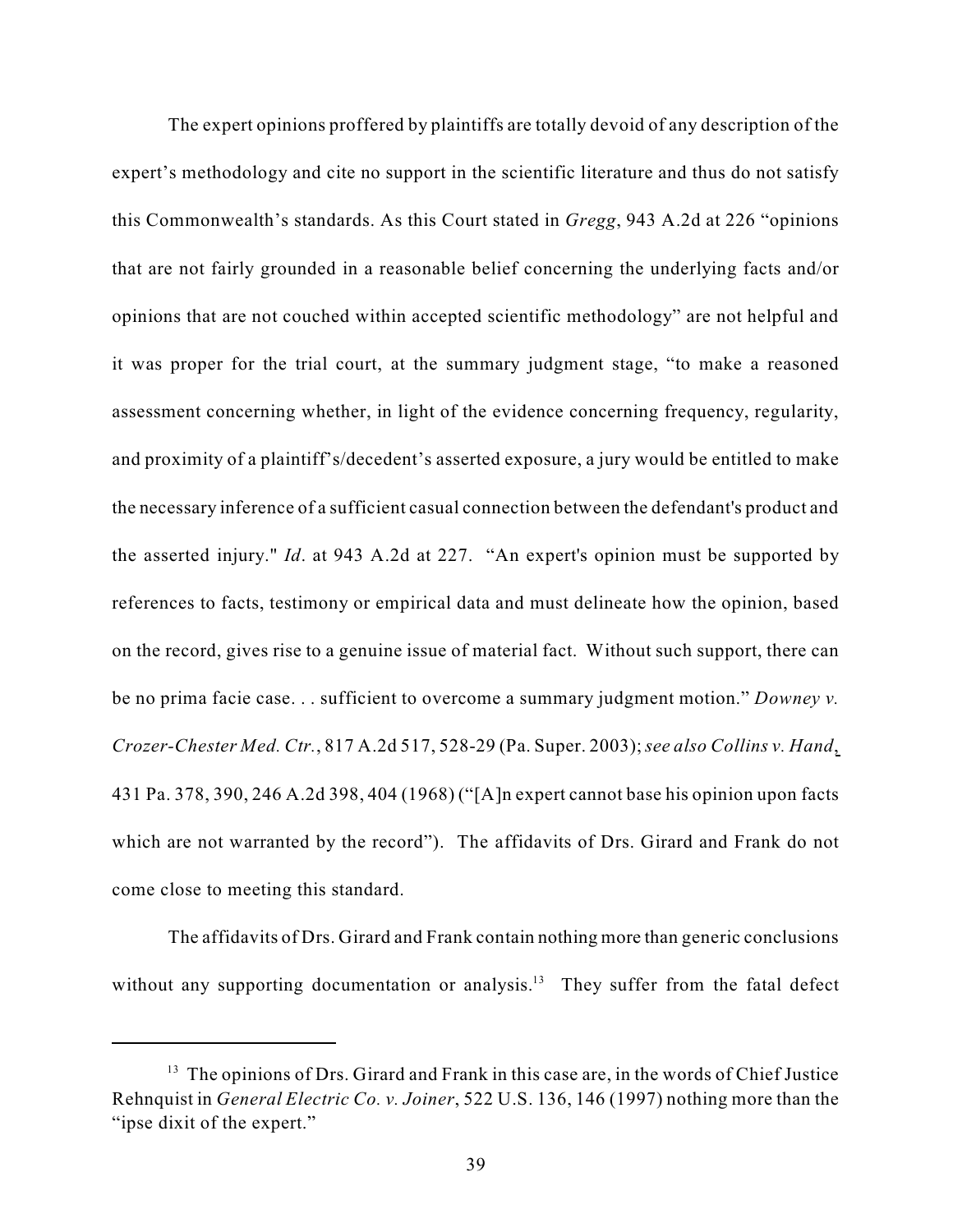The expert opinions proffered by plaintiffs are totally devoid of any description of the expert's methodology and cite no support in the scientific literature and thus do not satisfy this Commonwealth's standards. As this Court stated in *Gregg*, 943 A.2d at 226 "opinions that are not fairly grounded in a reasonable belief concerning the underlying facts and/or opinions that are not couched within accepted scientific methodology" are not helpful and it was proper for the trial court, at the summary judgment stage, "to make a reasoned assessment concerning whether, in light of the evidence concerning frequency, regularity, and proximity of a plaintiff's/decedent's asserted exposure, a jury would be entitled to make the necessary inference of a sufficient casual connection between the defendant's product and the asserted injury." *Id*. at 943 A.2d at 227. "An expert's opinion must be supported by references to facts, testimony or empirical data and must delineate how the opinion, based on the record, gives rise to a genuine issue of material fact. Without such support, there can be no prima facie case. . . sufficient to overcome a summary judgment motion." *Downey v. Crozer-Chester Med. Ctr.*, 817 A.2d 517, 528-29 (Pa. Super. 2003); *see also Collins v. Hand*, 431 Pa. 378, 390, 246 A.2d 398, 404 (1968) ("[A]n expert cannot base his opinion upon facts which are not warranted by the record"). The affidavits of Drs. Girard and Frank do not come close to meeting this standard.

The affidavits of Drs. Girard and Frank contain nothing more than generic conclusions without any supporting documentation or analysis.[13] They suffer from the fatal defect

---

[13] The opinions of Drs. Girard and Frank in this case are, in the words of Chief Justice Rehnquist in *General Electric Co. v. Joiner*, 522 U.S. 136, 146 (1997) nothing more than the "ipse dixit of the expert."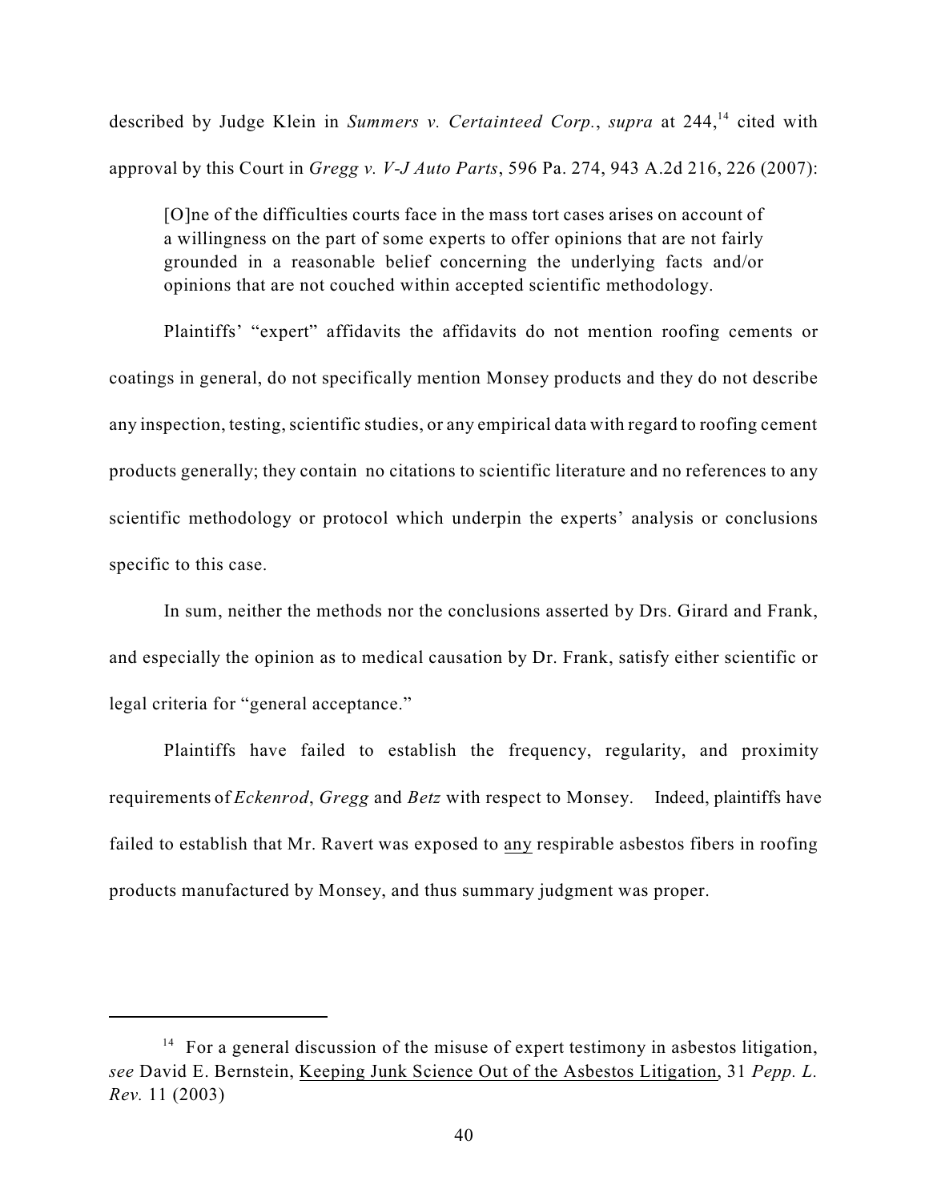described by Judge Klein in *Summers v. Certainteed Corp.*, *supra* at 244,[14] cited with approval by this Court in *Gregg v. V-J Auto Parts*, 596 Pa. 274, 943 A.2d 216, 226 (2007):

> [O]ne of the difficulties courts face in the mass tort cases arises on account of a willingness on the part of some experts to offer opinions that are not fairly grounded in a reasonable belief concerning the underlying facts and/or opinions that are not couched within accepted scientific methodology.

Plaintiffs' "expert" affidavits the affidavits do not mention roofing cements or coatings in general, do not specifically mention Monsey products and they do not describe any inspection, testing, scientific studies, or any empirical data with regard to roofing cement products generally; they contain no citations to scientific literature and no references to any scientific methodology or protocol which underpin the experts' analysis or conclusions specific to this case.

In sum, neither the methods nor the conclusions asserted by Drs. Girard and Frank, and especially the opinion as to medical causation by Dr. Frank, satisfy either scientific or legal criteria for "general acceptance."

Plaintiffs have failed to establish the frequency, regularity, and proximity requirements of *Eckenrod*, *Gregg* and *Betz* with respect to Monsey. Indeed, plaintiffs have failed to establish that Mr. Ravert was exposed to <u>any</u> respirable asbestos fibers in roofing products manufactured by Monsey, and thus summary judgment was proper.

---

[14] For a general discussion of the misuse of expert testimony in asbestos litigation, *see* David E. Bernstein, <u>Keeping Junk Science Out of the Asbestos Litigation</u>, 31 *Pepp. L. Rev.* 11 (2003)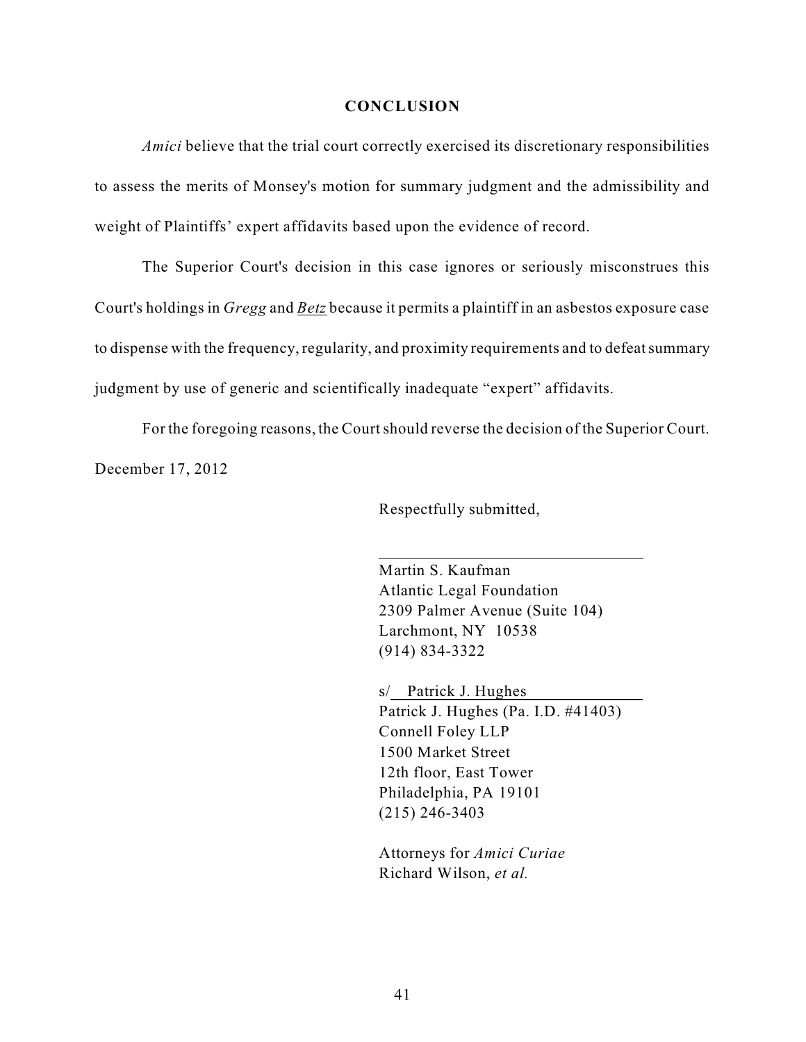## CONCLUSION

*Amici* believe that the trial court correctly exercised its discretionary responsibilities to assess the merits of Monsey's motion for summary judgment and the admissibility and weight of Plaintiffs' expert affidavits based upon the evidence of record.

The Superior Court's decision in this case ignores or seriously misconstrues this Court's holdings in *Gregg* and *Betz* because it permits a plaintiff in an asbestos exposure case to dispense with the frequency, regularity, and proximity requirements and to defeat summary judgment by use of generic and scientifically inadequate "expert" affidavits.

For the foregoing reasons, the Court should reverse the decision of the Superior Court.

December 17, 2012

Respectfully submitted,

\_\_\_\_\_\_\_\_\_\_\_\_\_\_\_\_\_\_\_\_\_\_\_\_\_\_\_\_\_\_\_\_

Martin S. Kaufman
Atlantic Legal Foundation
2309 Palmer Avenue (Suite 104)
Larchmont, NY 10538
(914) 834-3322

s/ Patrick J. Hughes
Patrick J. Hughes (Pa. I.D. #41403)
Connell Foley LLP
1500 Market Street
12th floor, East Tower
Philadelphia, PA 19101
(215) 246-3403

Attorneys for *Amici Curiae*
Richard Wilson, *et al.*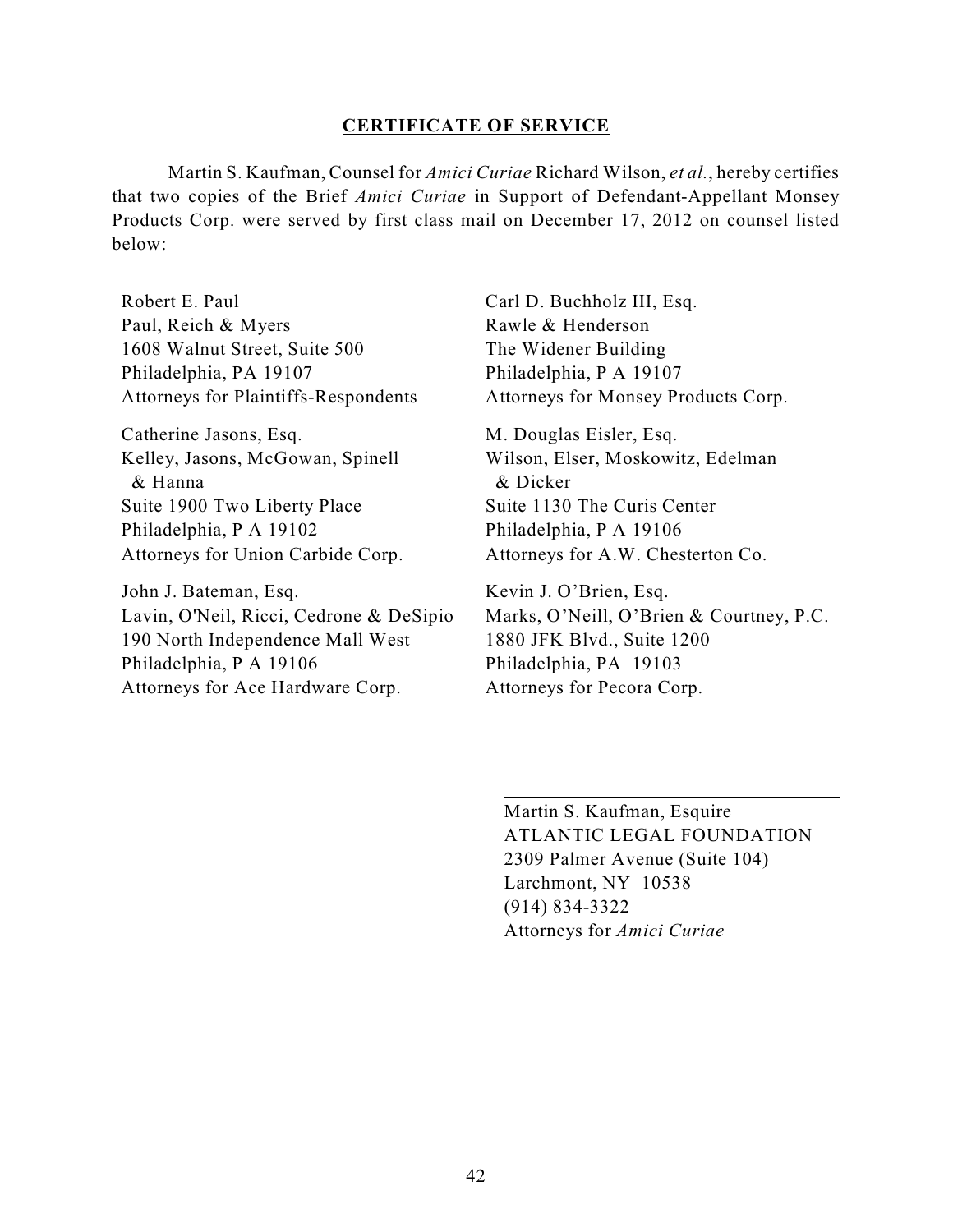## CERTIFICATE OF SERVICE

Martin S. Kaufman, Counsel for *Amici Curiae* Richard Wilson, *et al.*, hereby certifies that two copies of the Brief *Amici Curiae* in Support of Defendant-Appellant Monsey Products Corp. were served by first class mail on December 17, 2012 on counsel listed below:

Robert E. Paul
Paul, Reich & Myers
1608 Walnut Street, Suite 500
Philadelphia, PA 19107
Attorneys for Plaintiffs-Respondents

Carl D. Buchholz III, Esq.
Rawle & Henderson
The Widener Building
Philadelphia, P A 19107
Attorneys for Monsey Products Corp.

Catherine Jasons, Esq.
Kelley, Jasons, McGowan, Spinell & Hanna
Suite 1900 Two Liberty Place
Philadelphia, P A 19102
Attorneys for Union Carbide Corp.

M. Douglas Eisler, Esq.
Wilson, Elser, Moskowitz, Edelman & Dicker
Suite 1130 The Curis Center
Philadelphia, P A 19106
Attorneys for A.W. Chesterton Co.

John J. Bateman, Esq.
Lavin, O'Neil, Ricci, Cedrone & DeSipio
190 North Independence Mall West
Philadelphia, P A 19106
Attorneys for Ace Hardware Corp.

Kevin J. O'Brien, Esq.
Marks, O'Neill, O'Brien & Courtney, P.C.
1880 JFK Blvd., Suite 1200
Philadelphia, PA 19103
Attorneys for Pecora Corp.

Martin S. Kaufman, Esquire
ATLANTIC LEGAL FOUNDATION
2309 Palmer Avenue (Suite 104)
Larchmont, NY 10538
(914) 834-3322
Attorneys for *Amici Curiae*